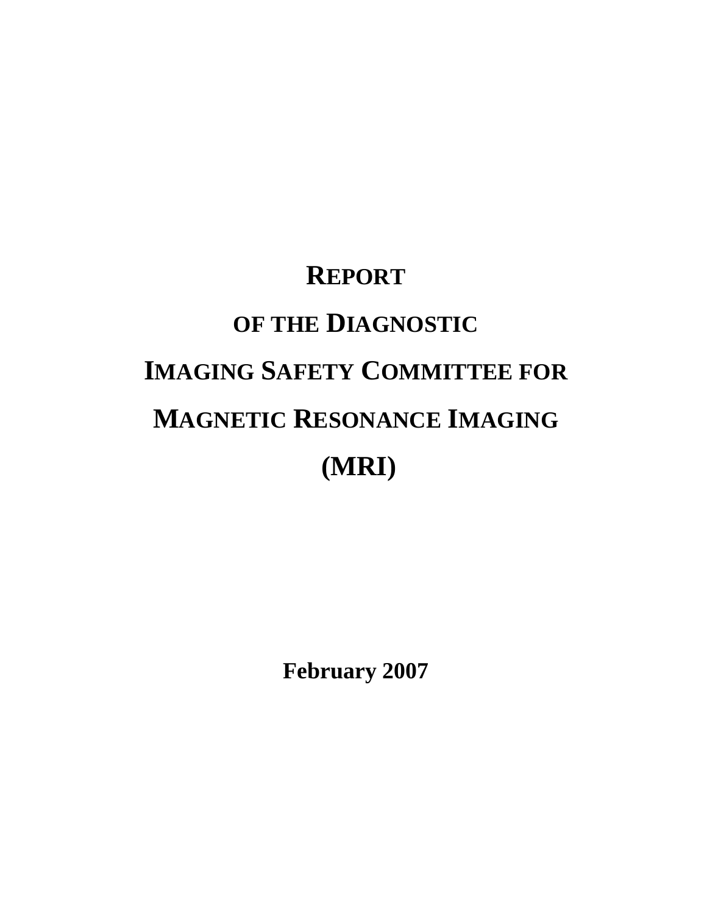# REPORT OF THE DIAGNOSTIC IMAGING SAFETY COMMITTEE FOR MAGNETIC RESONANCE IMAGING (MRI)

**February 2007**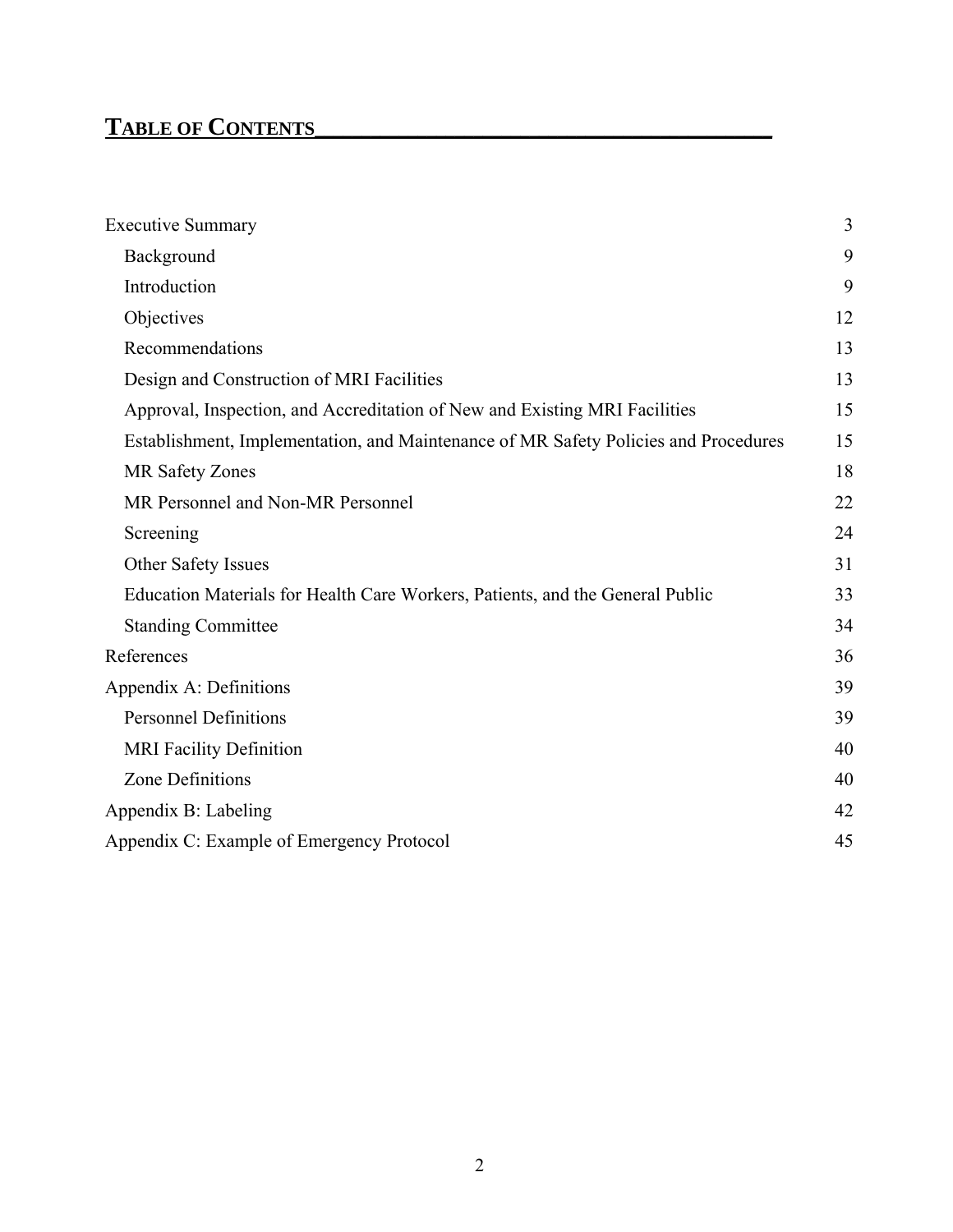# TABLE OF CONTENTS

| | |
|---|---|
| Executive Summary | 3 |
| Background | 9 |
| Introduction | 9 |
| Objectives | 12 |
| Recommendations | 13 |
| Design and Construction of MRI Facilities | 13 |
| Approval, Inspection, and Accreditation of New and Existing MRI Facilities | 15 |
| Establishment, Implementation, and Maintenance of MR Safety Policies and Procedures | 15 |
| MR Safety Zones | 18 |
| MR Personnel and Non-MR Personnel | 22 |
| Screening | 24 |
| Other Safety Issues | 31 |
| Education Materials for Health Care Workers, Patients, and the General Public | 33 |
| Standing Committee | 34 |
| References | 36 |
| Appendix A: Definitions | 39 |
| Personnel Definitions | 39 |
| MRI Facility Definition | 40 |
| Zone Definitions | 40 |
| Appendix B: Labeling | 42 |
| Appendix C: Example of Emergency Protocol | 45 |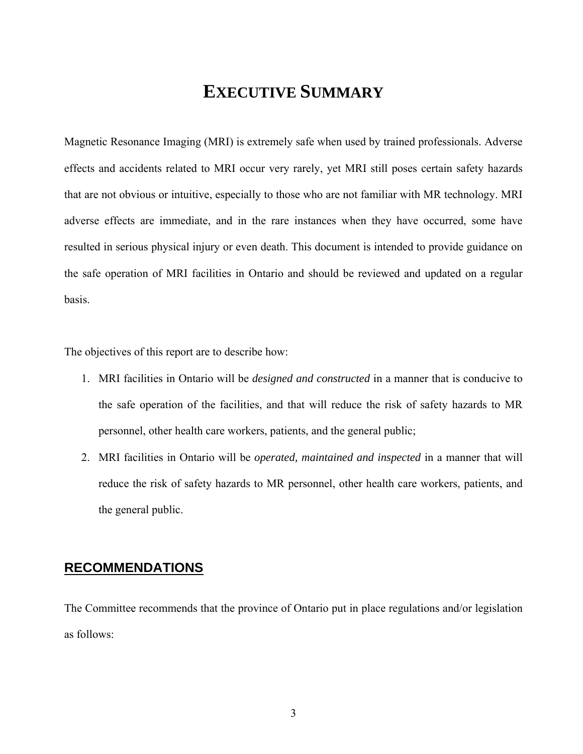# EXECUTIVE SUMMARY

Magnetic Resonance Imaging (MRI) is extremely safe when used by trained professionals. Adverse effects and accidents related to MRI occur very rarely, yet MRI still poses certain safety hazards that are not obvious or intuitive, especially to those who are not familiar with MR technology. MRI adverse effects are immediate, and in the rare instances when they have occurred, some have resulted in serious physical injury or even death. This document is intended to provide guidance on the safe operation of MRI facilities in Ontario and should be reviewed and updated on a regular basis.

The objectives of this report are to describe how:

1. MRI facilities in Ontario will be *designed and constructed* in a manner that is conducive to the safe operation of the facilities, and that will reduce the risk of safety hazards to MR personnel, other health care workers, patients, and the general public;
2. MRI facilities in Ontario will be *operated, maintained and inspected* in a manner that will reduce the risk of safety hazards to MR personnel, other health care workers, patients, and the general public.

## RECOMMENDATIONS

The Committee recommends that the province of Ontario put in place regulations and/or legislation as follows: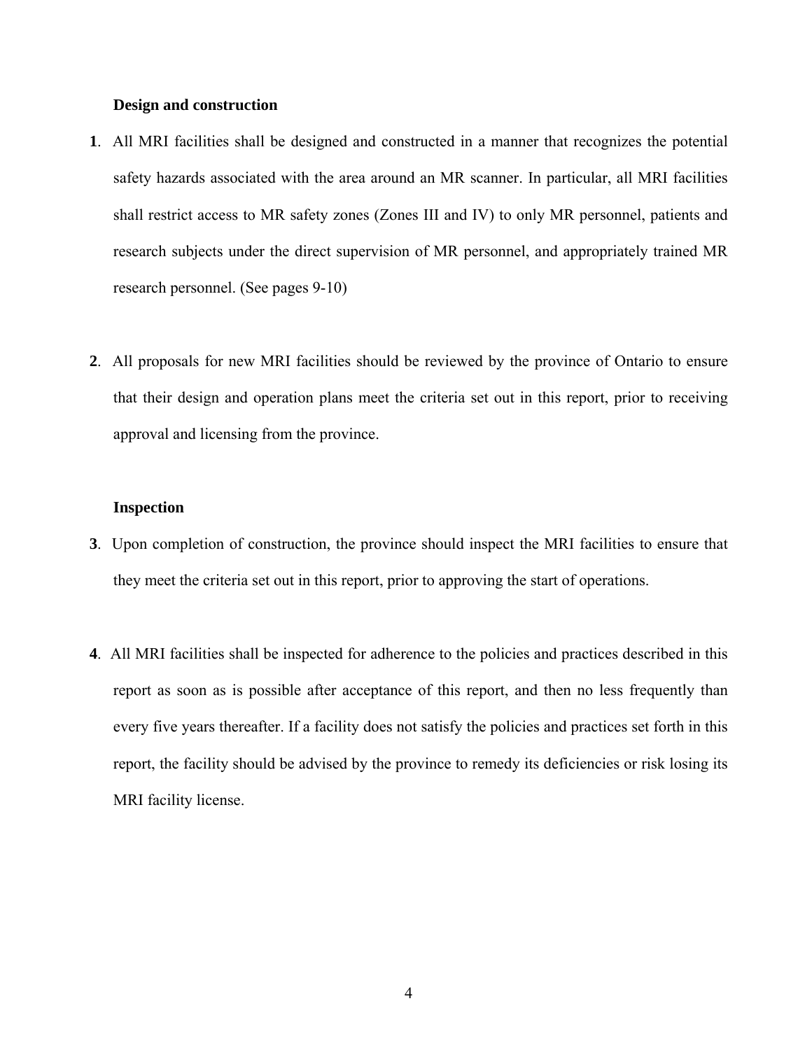**Design and construction**

**1**. All MRI facilities shall be designed and constructed in a manner that recognizes the potential safety hazards associated with the area around an MR scanner. In particular, all MRI facilities shall restrict access to MR safety zones (Zones III and IV) to only MR personnel, patients and research subjects under the direct supervision of MR personnel, and appropriately trained MR research personnel. (See pages 9-10)

**2**. All proposals for new MRI facilities should be reviewed by the province of Ontario to ensure that their design and operation plans meet the criteria set out in this report, prior to receiving approval and licensing from the province.

**Inspection**

**3**. Upon completion of construction, the province should inspect the MRI facilities to ensure that they meet the criteria set out in this report, prior to approving the start of operations.

**4**. All MRI facilities shall be inspected for adherence to the policies and practices described in this report as soon as is possible after acceptance of this report, and then no less frequently than every five years thereafter. If a facility does not satisfy the policies and practices set forth in this report, the facility should be advised by the province to remedy its deficiencies or risk losing its MRI facility license.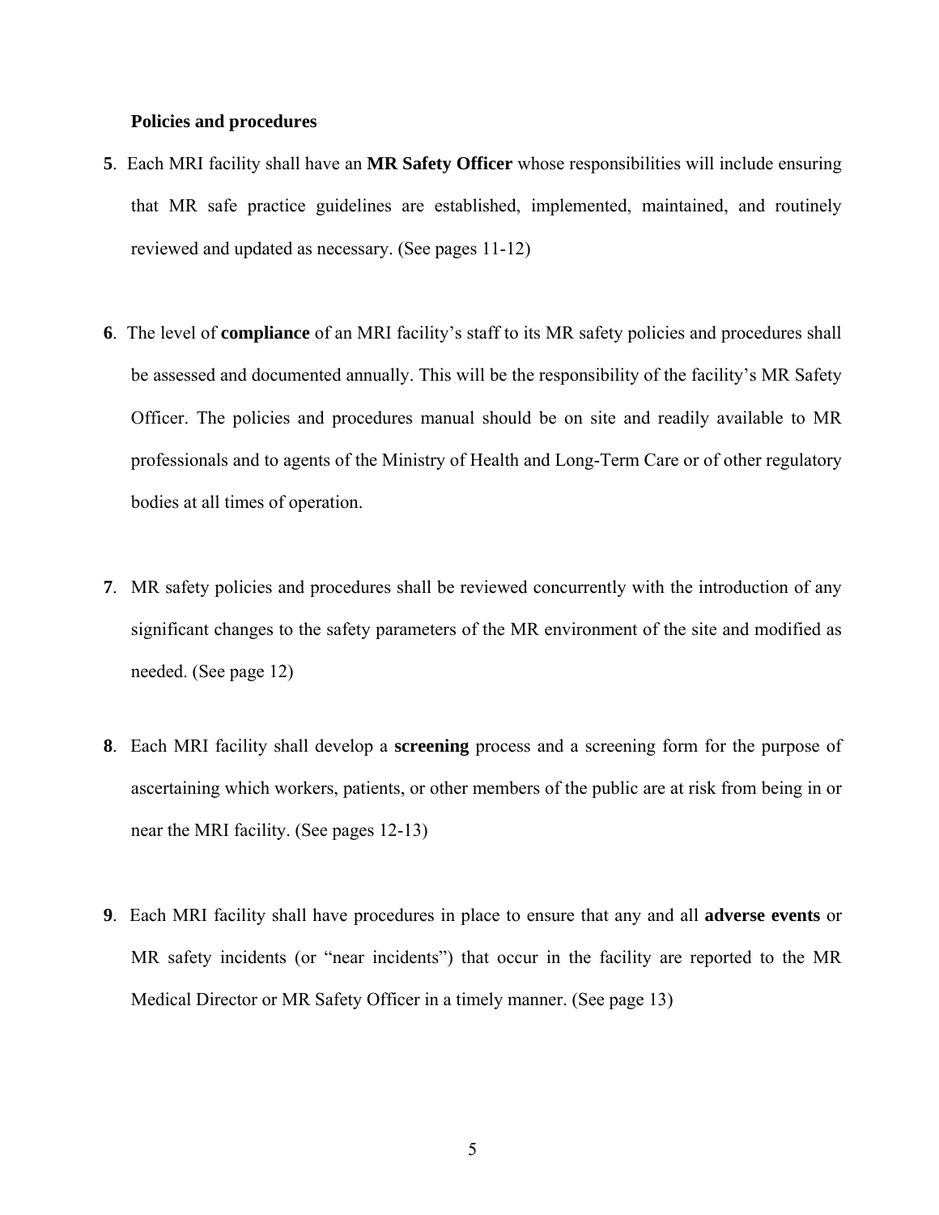**Policies and procedures**

**5**. Each MRI facility shall have an **MR Safety Officer** whose responsibilities will include ensuring that MR safe practice guidelines are established, implemented, maintained, and routinely reviewed and updated as necessary. (See pages 11-12)

**6**. The level of **compliance** of an MRI facility's staff to its MR safety policies and procedures shall be assessed and documented annually. This will be the responsibility of the facility's MR Safety Officer. The policies and procedures manual should be on site and readily available to MR professionals and to agents of the Ministry of Health and Long-Term Care or of other regulatory bodies at all times of operation.

**7**. MR safety policies and procedures shall be reviewed concurrently with the introduction of any significant changes to the safety parameters of the MR environment of the site and modified as needed. (See page 12)

**8**. Each MRI facility shall develop a **screening** process and a screening form for the purpose of ascertaining which workers, patients, or other members of the public are at risk from being in or near the MRI facility. (See pages 12-13)

**9**. Each MRI facility shall have procedures in place to ensure that any and all **adverse events** or MR safety incidents (or "near incidents") that occur in the facility are reported to the MR Medical Director or MR Safety Officer in a timely manner. (See page 13)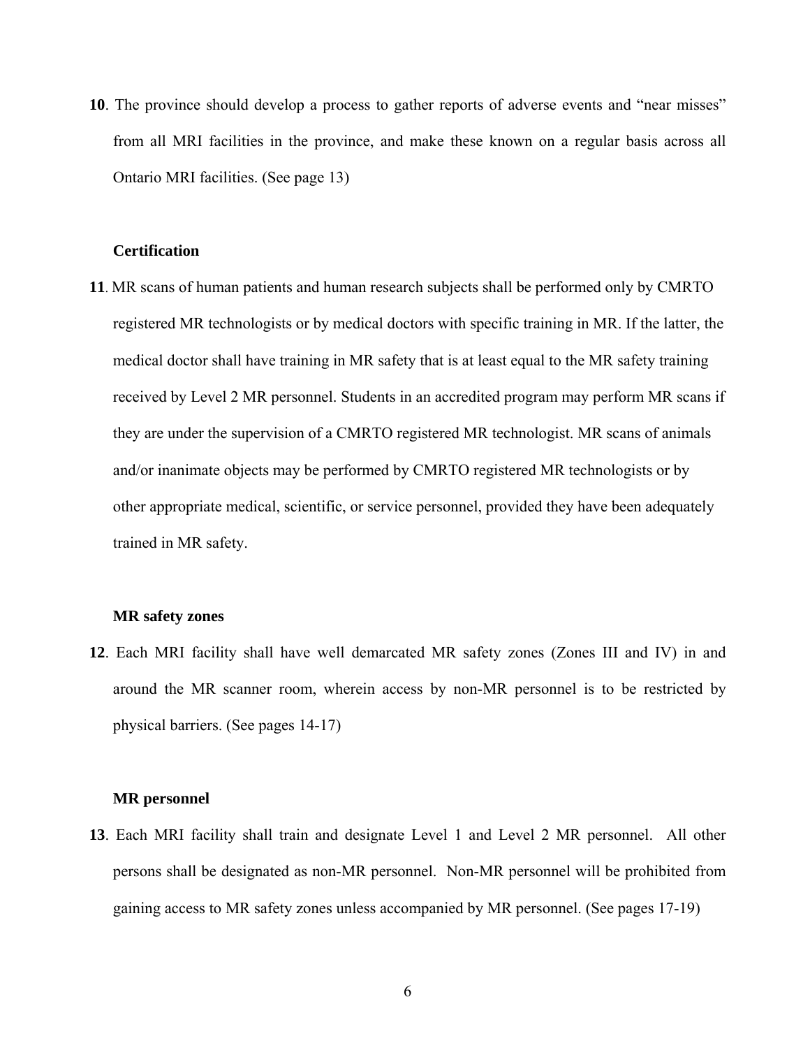**10**. The province should develop a process to gather reports of adverse events and "near misses" from all MRI facilities in the province, and make these known on a regular basis across all Ontario MRI facilities. (See page 13)

**Certification**

**11**. MR scans of human patients and human research subjects shall be performed only by CMRTO registered MR technologists or by medical doctors with specific training in MR. If the latter, the medical doctor shall have training in MR safety that is at least equal to the MR safety training received by Level 2 MR personnel. Students in an accredited program may perform MR scans if they are under the supervision of a CMRTO registered MR technologist. MR scans of animals and/or inanimate objects may be performed by CMRTO registered MR technologists or by other appropriate medical, scientific, or service personnel, provided they have been adequately trained in MR safety.

**MR safety zones**

**12**. Each MRI facility shall have well demarcated MR safety zones (Zones III and IV) in and around the MR scanner room, wherein access by non-MR personnel is to be restricted by physical barriers. (See pages 14-17)

**MR personnel**

**13**. Each MRI facility shall train and designate Level 1 and Level 2 MR personnel. All other persons shall be designated as non-MR personnel. Non-MR personnel will be prohibited from gaining access to MR safety zones unless accompanied by MR personnel. (See pages 17-19)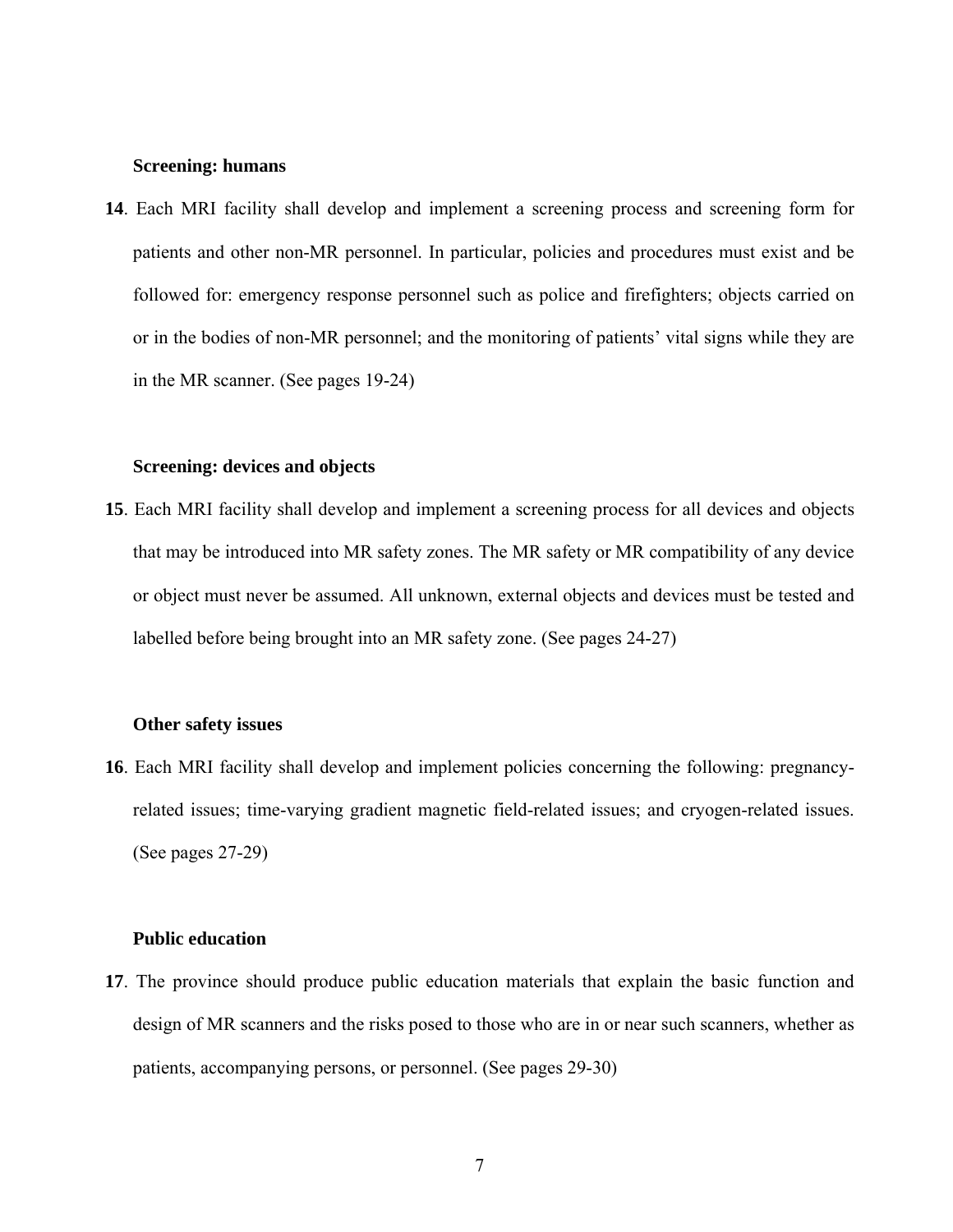**Screening: humans**

**14**. Each MRI facility shall develop and implement a screening process and screening form for patients and other non-MR personnel. In particular, policies and procedures must exist and be followed for: emergency response personnel such as police and firefighters; objects carried on or in the bodies of non-MR personnel; and the monitoring of patients' vital signs while they are in the MR scanner. (See pages 19-24)

**Screening: devices and objects**

**15**. Each MRI facility shall develop and implement a screening process for all devices and objects that may be introduced into MR safety zones. The MR safety or MR compatibility of any device or object must never be assumed. All unknown, external objects and devices must be tested and labelled before being brought into an MR safety zone. (See pages 24-27)

**Other safety issues**

**16**. Each MRI facility shall develop and implement policies concerning the following: pregnancy-related issues; time-varying gradient magnetic field-related issues; and cryogen-related issues. (See pages 27-29)

**Public education**

**17**. The province should produce public education materials that explain the basic function and design of MR scanners and the risks posed to those who are in or near such scanners, whether as patients, accompanying persons, or personnel. (See pages 29-30)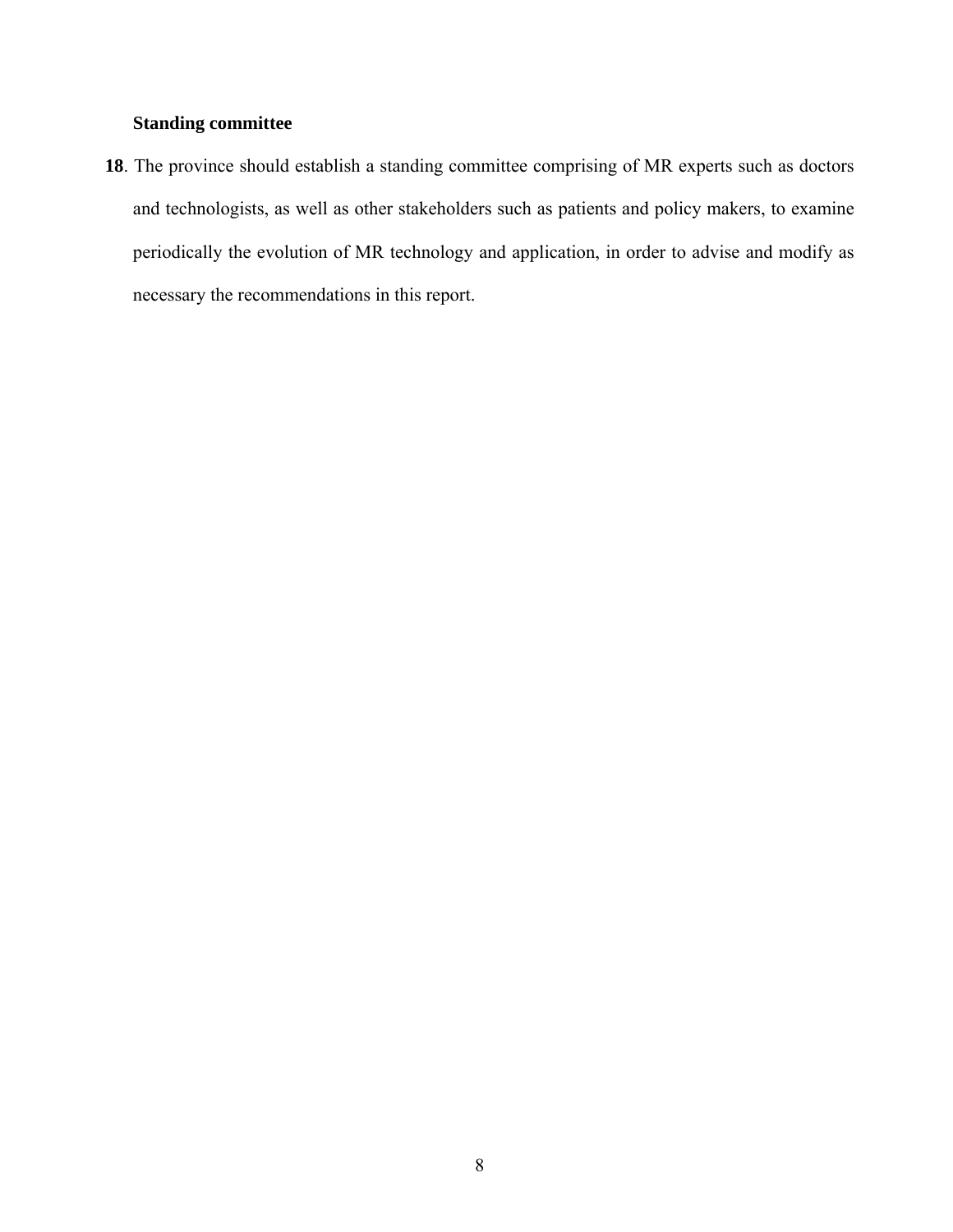**Standing committee**

**18**. The province should establish a standing committee comprising of MR experts such as doctors and technologists, as well as other stakeholders such as patients and policy makers, to examine periodically the evolution of MR technology and application, in order to advise and modify as necessary the recommendations in this report.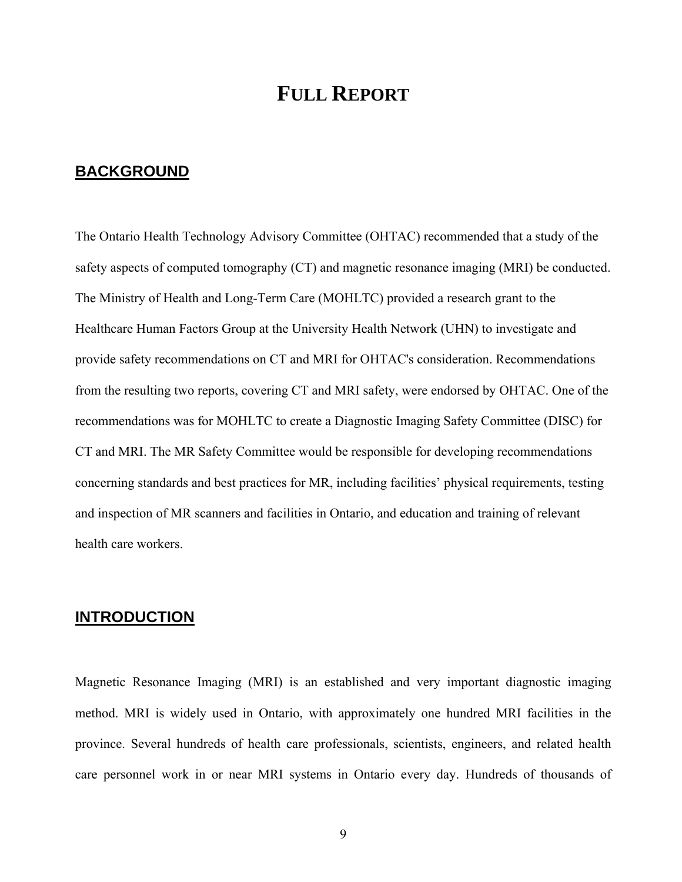# FULL REPORT

## BACKGROUND

The Ontario Health Technology Advisory Committee (OHTAC) recommended that a study of the safety aspects of computed tomography (CT) and magnetic resonance imaging (MRI) be conducted. The Ministry of Health and Long-Term Care (MOHLTC) provided a research grant to the Healthcare Human Factors Group at the University Health Network (UHN) to investigate and provide safety recommendations on CT and MRI for OHTAC's consideration. Recommendations from the resulting two reports, covering CT and MRI safety, were endorsed by OHTAC. One of the recommendations was for MOHLTC to create a Diagnostic Imaging Safety Committee (DISC) for CT and MRI. The MR Safety Committee would be responsible for developing recommendations concerning standards and best practices for MR, including facilities' physical requirements, testing and inspection of MR scanners and facilities in Ontario, and education and training of relevant health care workers.

## INTRODUCTION

Magnetic Resonance Imaging (MRI) is an established and very important diagnostic imaging method. MRI is widely used in Ontario, with approximately one hundred MRI facilities in the province. Several hundreds of health care professionals, scientists, engineers, and related health care personnel work in or near MRI systems in Ontario every day. Hundreds of thousands of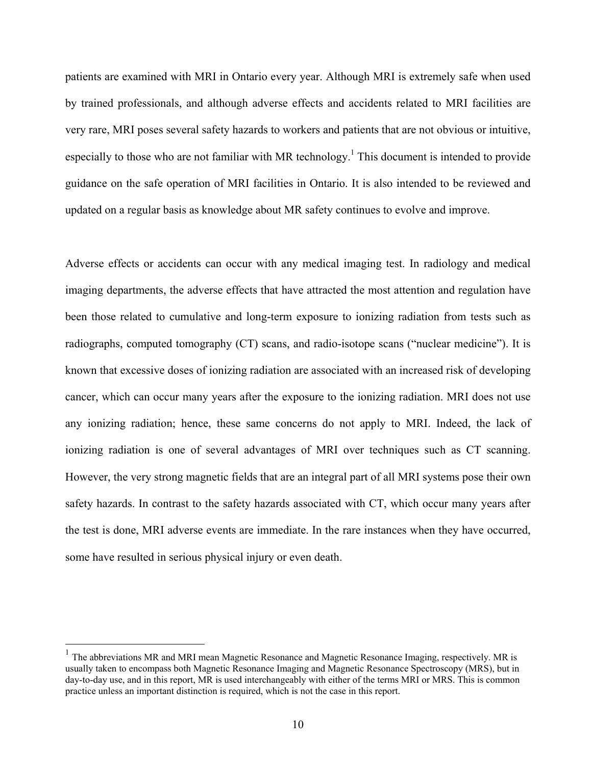patients are examined with MRI in Ontario every year. Although MRI is extremely safe when used by trained professionals, and although adverse effects and accidents related to MRI facilities are very rare, MRI poses several safety hazards to workers and patients that are not obvious or intuitive, especially to those who are not familiar with MR technology.[1] This document is intended to provide guidance on the safe operation of MRI facilities in Ontario. It is also intended to be reviewed and updated on a regular basis as knowledge about MR safety continues to evolve and improve.

Adverse effects or accidents can occur with any medical imaging test. In radiology and medical imaging departments, the adverse effects that have attracted the most attention and regulation have been those related to cumulative and long-term exposure to ionizing radiation from tests such as radiographs, computed tomography (CT) scans, and radio-isotope scans ("nuclear medicine"). It is known that excessive doses of ionizing radiation are associated with an increased risk of developing cancer, which can occur many years after the exposure to the ionizing radiation. MRI does not use any ionizing radiation; hence, these same concerns do not apply to MRI. Indeed, the lack of ionizing radiation is one of several advantages of MRI over techniques such as CT scanning. However, the very strong magnetic fields that are an integral part of all MRI systems pose their own safety hazards. In contrast to the safety hazards associated with CT, which occur many years after the test is done, MRI adverse events are immediate. In the rare instances when they have occurred, some have resulted in serious physical injury or even death.

---

[1] The abbreviations MR and MRI mean Magnetic Resonance and Magnetic Resonance Imaging, respectively. MR is usually taken to encompass both Magnetic Resonance Imaging and Magnetic Resonance Spectroscopy (MRS), but in day-to-day use, and in this report, MR is used interchangeably with either of the terms MRI or MRS. This is common practice unless an important distinction is required, which is not the case in this report.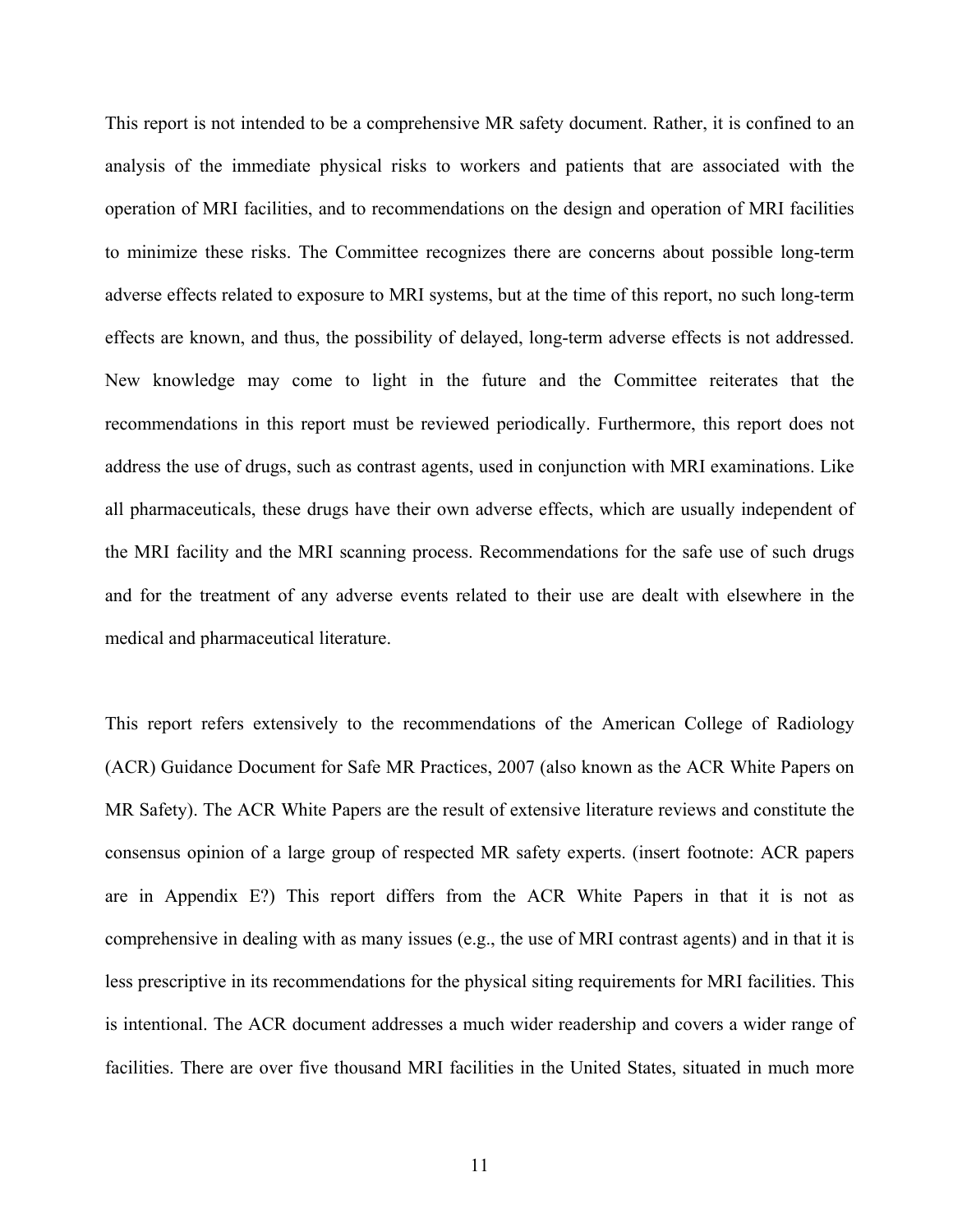This report is not intended to be a comprehensive MR safety document. Rather, it is confined to an analysis of the immediate physical risks to workers and patients that are associated with the operation of MRI facilities, and to recommendations on the design and operation of MRI facilities to minimize these risks. The Committee recognizes there are concerns about possible long-term adverse effects related to exposure to MRI systems, but at the time of this report, no such long-term effects are known, and thus, the possibility of delayed, long-term adverse effects is not addressed. New knowledge may come to light in the future and the Committee reiterates that the recommendations in this report must be reviewed periodically. Furthermore, this report does not address the use of drugs, such as contrast agents, used in conjunction with MRI examinations. Like all pharmaceuticals, these drugs have their own adverse effects, which are usually independent of the MRI facility and the MRI scanning process. Recommendations for the safe use of such drugs and for the treatment of any adverse events related to their use are dealt with elsewhere in the medical and pharmaceutical literature.

This report refers extensively to the recommendations of the American College of Radiology (ACR) Guidance Document for Safe MR Practices, 2007 (also known as the ACR White Papers on MR Safety). The ACR White Papers are the result of extensive literature reviews and constitute the consensus opinion of a large group of respected MR safety experts. (insert footnote: ACR papers are in Appendix E?) This report differs from the ACR White Papers in that it is not as comprehensive in dealing with as many issues (e.g., the use of MRI contrast agents) and in that it is less prescriptive in its recommendations for the physical siting requirements for MRI facilities. This is intentional. The ACR document addresses a much wider readership and covers a wider range of facilities. There are over five thousand MRI facilities in the United States, situated in much more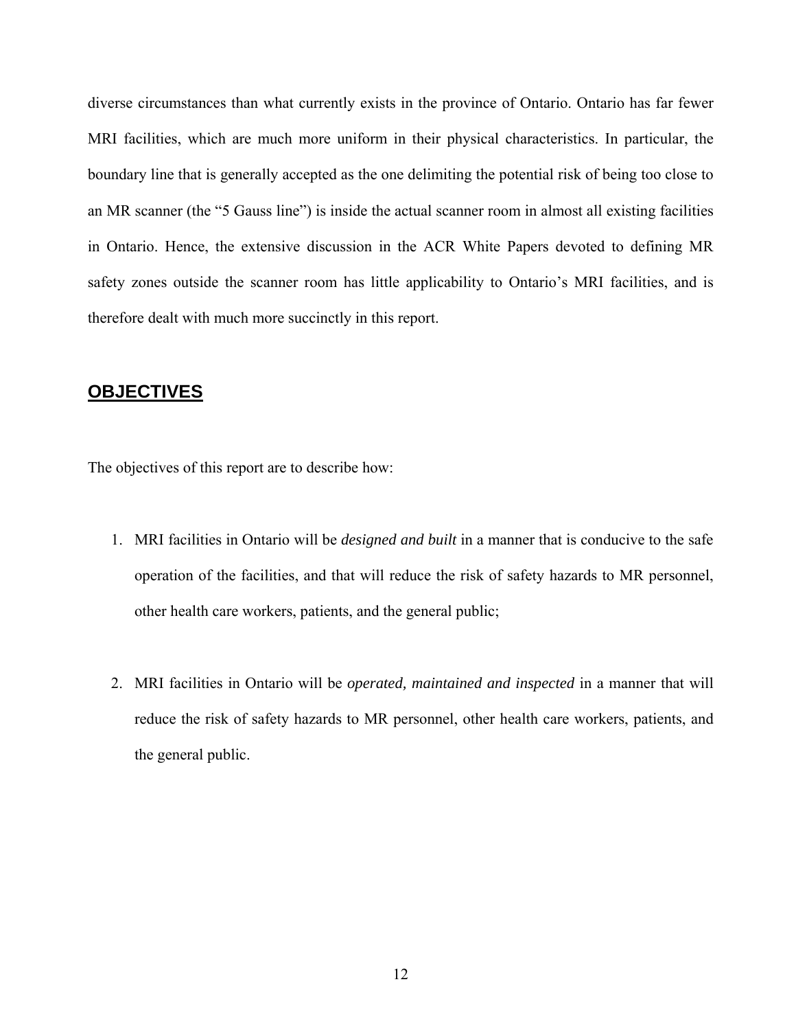diverse circumstances than what currently exists in the province of Ontario. Ontario has far fewer MRI facilities, which are much more uniform in their physical characteristics. In particular, the boundary line that is generally accepted as the one delimiting the potential risk of being too close to an MR scanner (the "5 Gauss line") is inside the actual scanner room in almost all existing facilities in Ontario. Hence, the extensive discussion in the ACR White Papers devoted to defining MR safety zones outside the scanner room has little applicability to Ontario's MRI facilities, and is therefore dealt with much more succinctly in this report.

## OBJECTIVES

The objectives of this report are to describe how:

1. MRI facilities in Ontario will be *designed and built* in a manner that is conducive to the safe operation of the facilities, and that will reduce the risk of safety hazards to MR personnel, other health care workers, patients, and the general public;

2. MRI facilities in Ontario will be *operated, maintained and inspected* in a manner that will reduce the risk of safety hazards to MR personnel, other health care workers, patients, and the general public.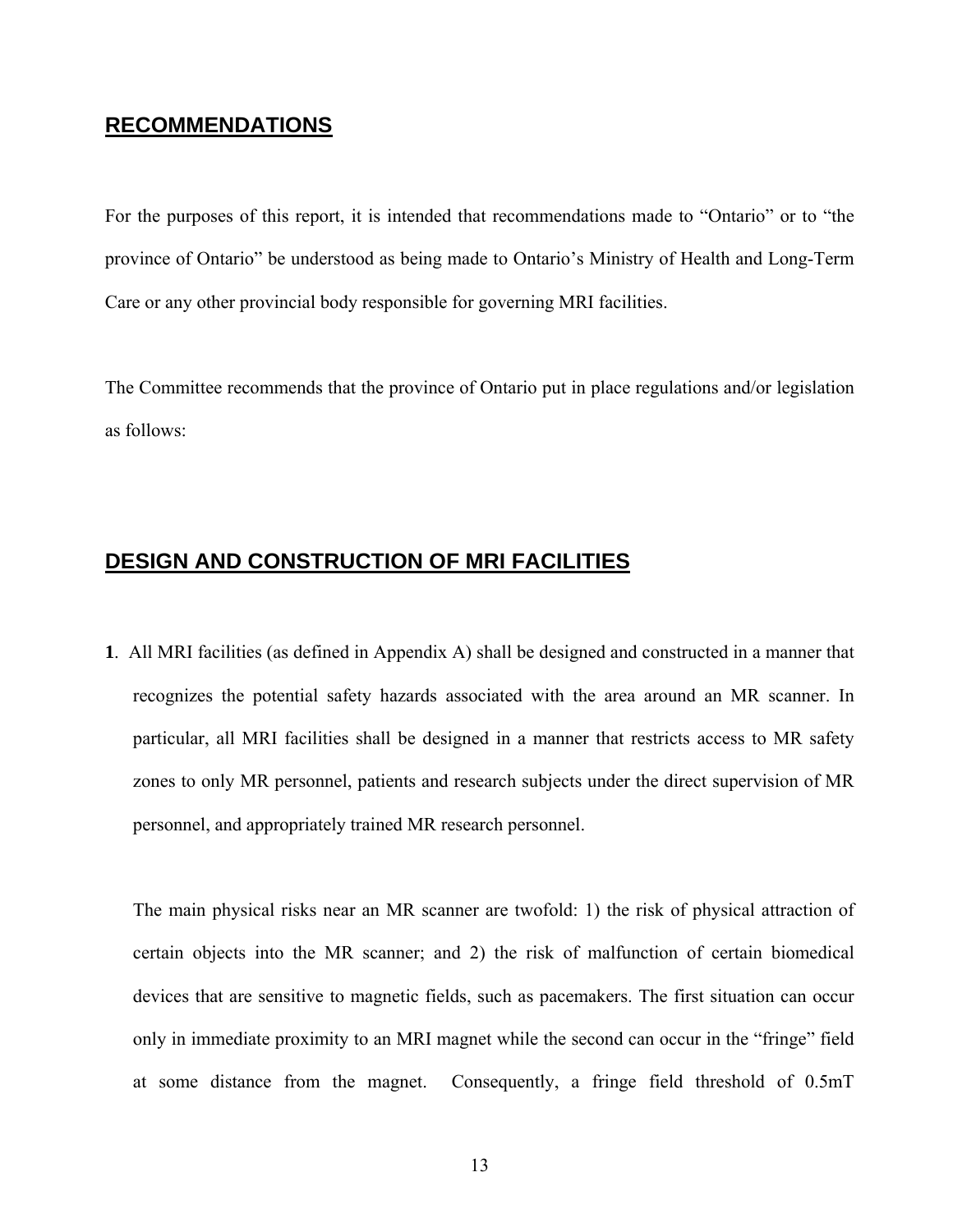## RECOMMENDATIONS

For the purposes of this report, it is intended that recommendations made to "Ontario" or to "the province of Ontario" be understood as being made to Ontario's Ministry of Health and Long-Term Care or any other provincial body responsible for governing MRI facilities.

The Committee recommends that the province of Ontario put in place regulations and/or legislation as follows:

## DESIGN AND CONSTRUCTION OF MRI FACILITIES

**1**. All MRI facilities (as defined in Appendix A) shall be designed and constructed in a manner that recognizes the potential safety hazards associated with the area around an MR scanner. In particular, all MRI facilities shall be designed in a manner that restricts access to MR safety zones to only MR personnel, patients and research subjects under the direct supervision of MR personnel, and appropriately trained MR research personnel.

The main physical risks near an MR scanner are twofold: 1) the risk of physical attraction of certain objects into the MR scanner; and 2) the risk of malfunction of certain biomedical devices that are sensitive to magnetic fields, such as pacemakers. The first situation can occur only in immediate proximity to an MRI magnet while the second can occur in the "fringe" field at some distance from the magnet. Consequently, a fringe field threshold of 0.5mT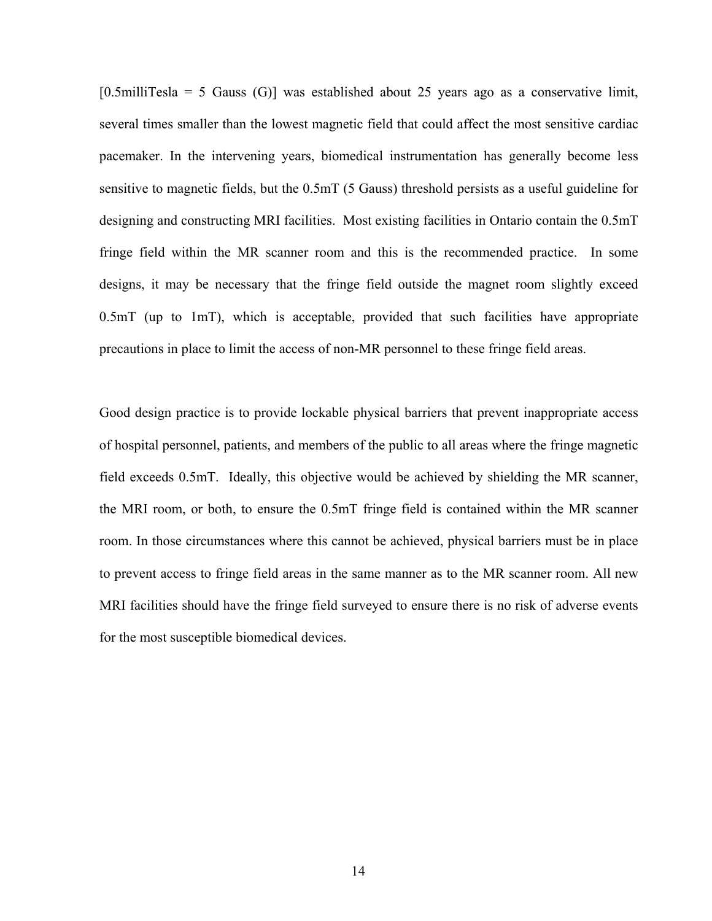[0.5milliTesla = 5 Gauss (G)] was established about 25 years ago as a conservative limit, several times smaller than the lowest magnetic field that could affect the most sensitive cardiac pacemaker. In the intervening years, biomedical instrumentation has generally become less sensitive to magnetic fields, but the 0.5mT (5 Gauss) threshold persists as a useful guideline for designing and constructing MRI facilities. Most existing facilities in Ontario contain the 0.5mT fringe field within the MR scanner room and this is the recommended practice. In some designs, it may be necessary that the fringe field outside the magnet room slightly exceed 0.5mT (up to 1mT), which is acceptable, provided that such facilities have appropriate precautions in place to limit the access of non-MR personnel to these fringe field areas.

Good design practice is to provide lockable physical barriers that prevent inappropriate access of hospital personnel, patients, and members of the public to all areas where the fringe magnetic field exceeds 0.5mT. Ideally, this objective would be achieved by shielding the MR scanner, the MRI room, or both, to ensure the 0.5mT fringe field is contained within the MR scanner room. In those circumstances where this cannot be achieved, physical barriers must be in place to prevent access to fringe field areas in the same manner as to the MR scanner room. All new MRI facilities should have the fringe field surveyed to ensure there is no risk of adverse events for the most susceptible biomedical devices.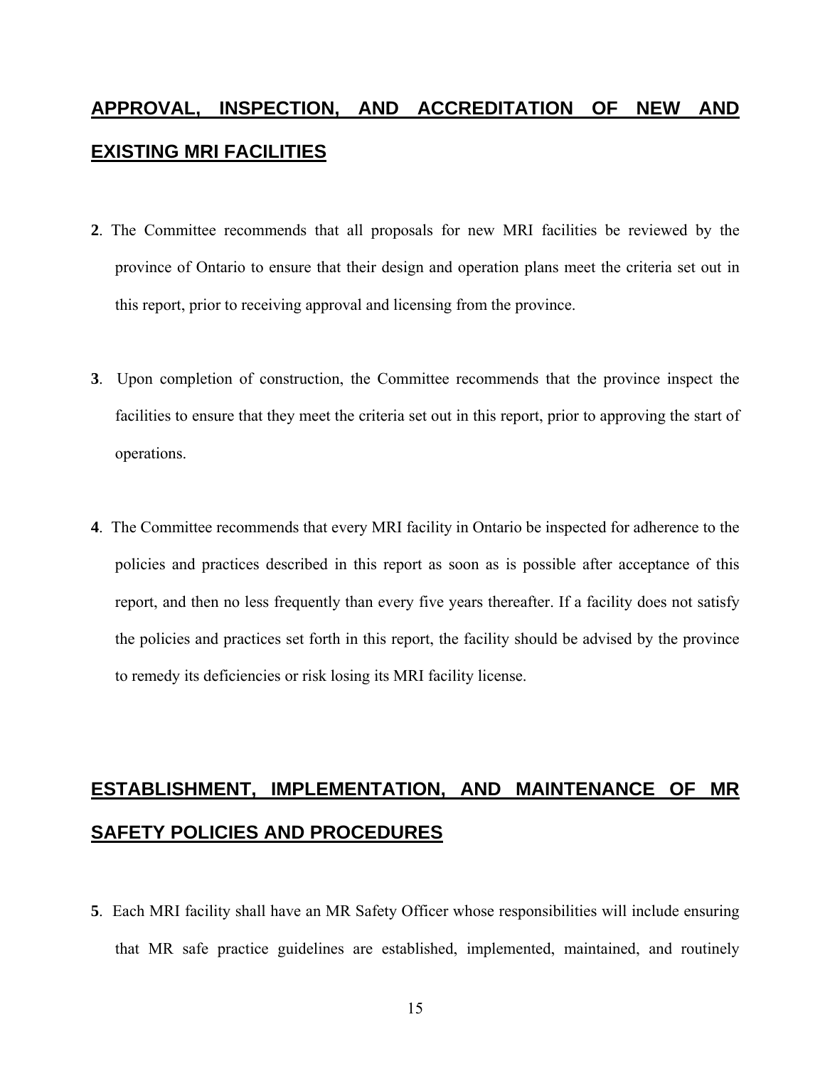## APPROVAL, INSPECTION, AND ACCREDITATION OF NEW AND EXISTING MRI FACILITIES

**2**. The Committee recommends that all proposals for new MRI facilities be reviewed by the province of Ontario to ensure that their design and operation plans meet the criteria set out in this report, prior to receiving approval and licensing from the province.

**3**. Upon completion of construction, the Committee recommends that the province inspect the facilities to ensure that they meet the criteria set out in this report, prior to approving the start of operations.

**4**. The Committee recommends that every MRI facility in Ontario be inspected for adherence to the policies and practices described in this report as soon as is possible after acceptance of this report, and then no less frequently than every five years thereafter. If a facility does not satisfy the policies and practices set forth in this report, the facility should be advised by the province to remedy its deficiencies or risk losing its MRI facility license.

## ESTABLISHMENT, IMPLEMENTATION, AND MAINTENANCE OF MR SAFETY POLICIES AND PROCEDURES

**5**. Each MRI facility shall have an MR Safety Officer whose responsibilities will include ensuring that MR safe practice guidelines are established, implemented, maintained, and routinely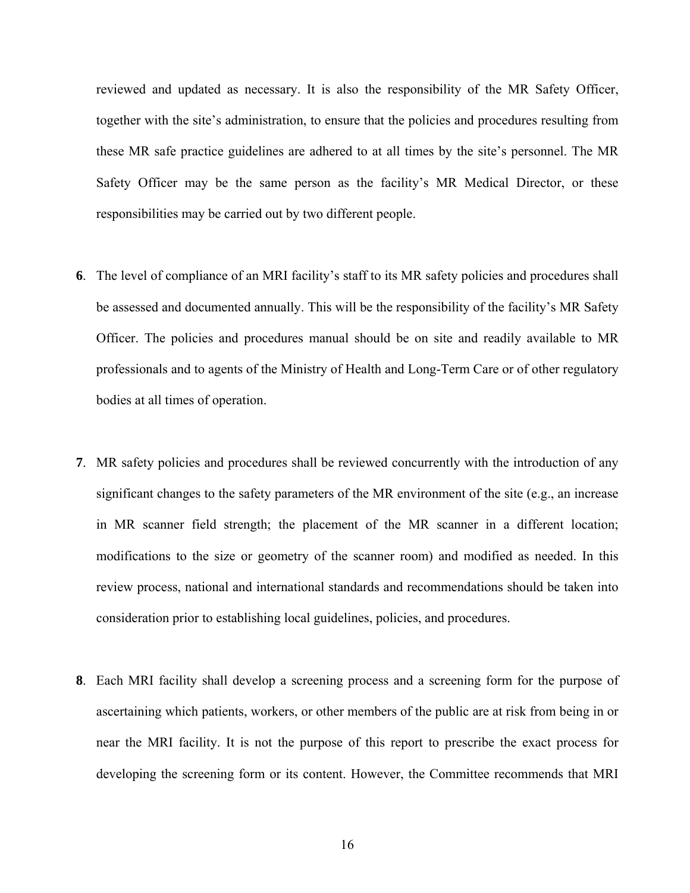reviewed and updated as necessary. It is also the responsibility of the MR Safety Officer, together with the site's administration, to ensure that the policies and procedures resulting from these MR safe practice guidelines are adhered to at all times by the site's personnel. The MR Safety Officer may be the same person as the facility's MR Medical Director, or these responsibilities may be carried out by two different people.

**6**. The level of compliance of an MRI facility's staff to its MR safety policies and procedures shall be assessed and documented annually. This will be the responsibility of the facility's MR Safety Officer. The policies and procedures manual should be on site and readily available to MR professionals and to agents of the Ministry of Health and Long-Term Care or of other regulatory bodies at all times of operation.

**7**. MR safety policies and procedures shall be reviewed concurrently with the introduction of any significant changes to the safety parameters of the MR environment of the site (e.g., an increase in MR scanner field strength; the placement of the MR scanner in a different location; modifications to the size or geometry of the scanner room) and modified as needed. In this review process, national and international standards and recommendations should be taken into consideration prior to establishing local guidelines, policies, and procedures.

**8**. Each MRI facility shall develop a screening process and a screening form for the purpose of ascertaining which patients, workers, or other members of the public are at risk from being in or near the MRI facility. It is not the purpose of this report to prescribe the exact process for developing the screening form or its content. However, the Committee recommends that MRI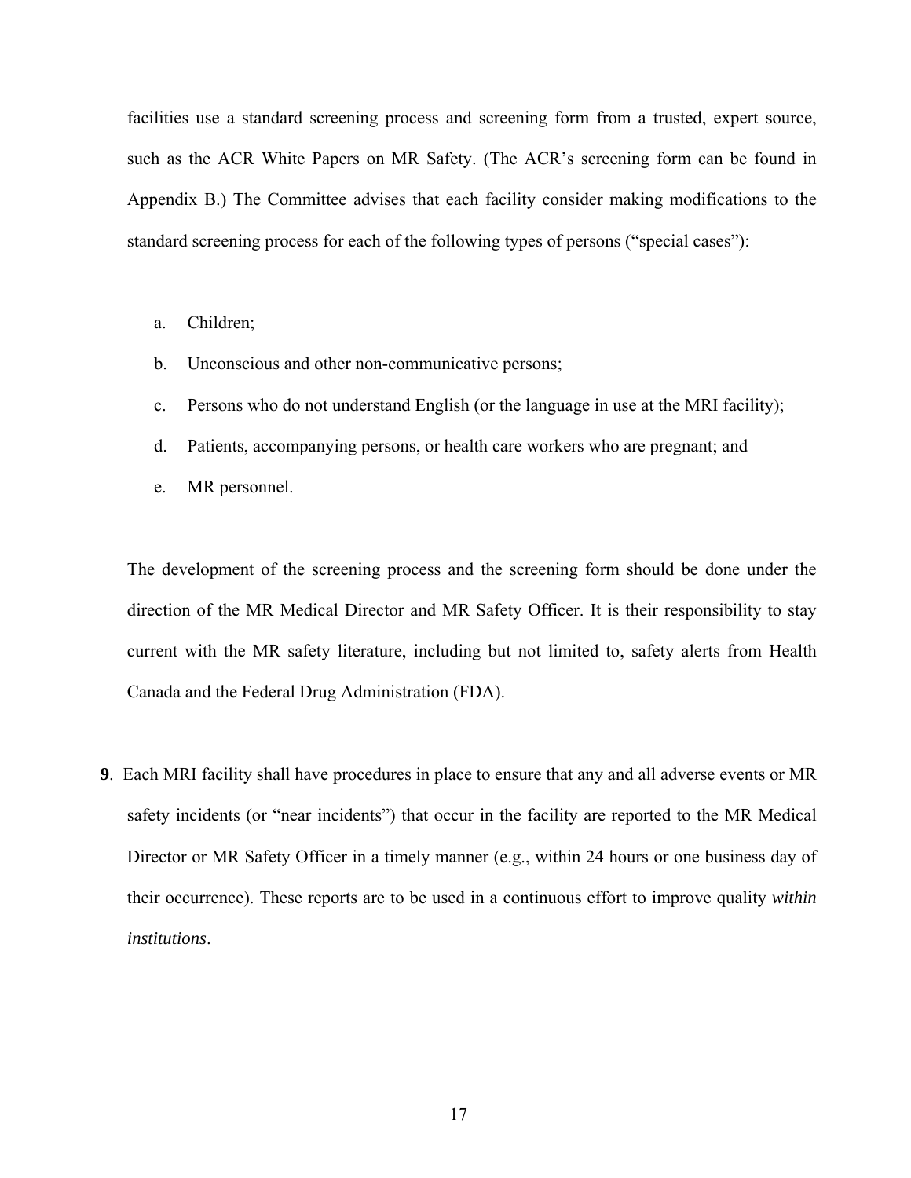facilities use a standard screening process and screening form from a trusted, expert source, such as the ACR White Papers on MR Safety. (The ACR's screening form can be found in Appendix B.) The Committee advises that each facility consider making modifications to the standard screening process for each of the following types of persons ("special cases"):

a. Children;
b. Unconscious and other non-communicative persons;
c. Persons who do not understand English (or the language in use at the MRI facility);
d. Patients, accompanying persons, or health care workers who are pregnant; and
e. MR personnel.

The development of the screening process and the screening form should be done under the direction of the MR Medical Director and MR Safety Officer. It is their responsibility to stay current with the MR safety literature, including but not limited to, safety alerts from Health Canada and the Federal Drug Administration (FDA).

**9**. Each MRI facility shall have procedures in place to ensure that any and all adverse events or MR safety incidents (or "near incidents") that occur in the facility are reported to the MR Medical Director or MR Safety Officer in a timely manner (e.g., within 24 hours or one business day of their occurrence). These reports are to be used in a continuous effort to improve quality *within institutions*.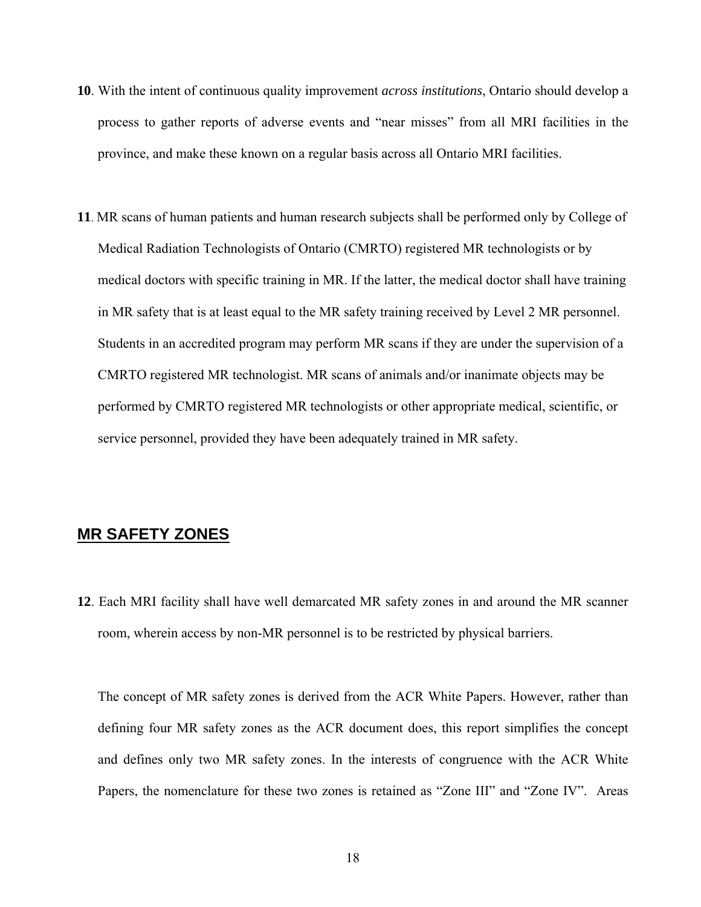**10**. With the intent of continuous quality improvement *across institutions*, Ontario should develop a process to gather reports of adverse events and "near misses" from all MRI facilities in the province, and make these known on a regular basis across all Ontario MRI facilities.

**11**. MR scans of human patients and human research subjects shall be performed only by College of Medical Radiation Technologists of Ontario (CMRTO) registered MR technologists or by medical doctors with specific training in MR. If the latter, the medical doctor shall have training in MR safety that is at least equal to the MR safety training received by Level 2 MR personnel. Students in an accredited program may perform MR scans if they are under the supervision of a CMRTO registered MR technologist. MR scans of animals and/or inanimate objects may be performed by CMRTO registered MR technologists or other appropriate medical, scientific, or service personnel, provided they have been adequately trained in MR safety.

## MR SAFETY ZONES

**12**. Each MRI facility shall have well demarcated MR safety zones in and around the MR scanner room, wherein access by non-MR personnel is to be restricted by physical barriers.

The concept of MR safety zones is derived from the ACR White Papers. However, rather than defining four MR safety zones as the ACR document does, this report simplifies the concept and defines only two MR safety zones. In the interests of congruence with the ACR White Papers, the nomenclature for these two zones is retained as "Zone III" and "Zone IV". Areas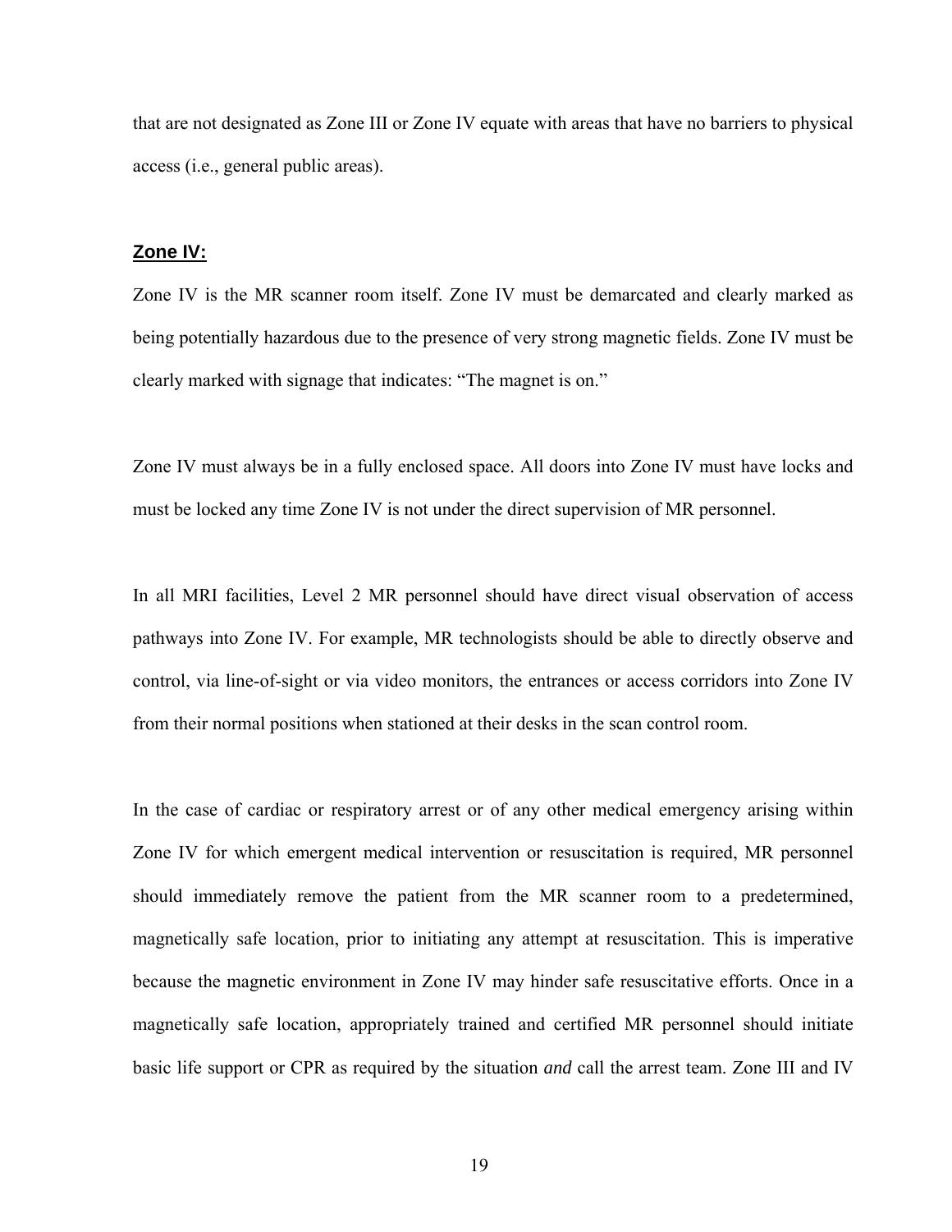that are not designated as Zone III or Zone IV equate with areas that have no barriers to physical access (i.e., general public areas).

## Zone IV:

Zone IV is the MR scanner room itself. Zone IV must be demarcated and clearly marked as being potentially hazardous due to the presence of very strong magnetic fields. Zone IV must be clearly marked with signage that indicates: "The magnet is on."

Zone IV must always be in a fully enclosed space. All doors into Zone IV must have locks and must be locked any time Zone IV is not under the direct supervision of MR personnel.

In all MRI facilities, Level 2 MR personnel should have direct visual observation of access pathways into Zone IV. For example, MR technologists should be able to directly observe and control, via line-of-sight or via video monitors, the entrances or access corridors into Zone IV from their normal positions when stationed at their desks in the scan control room.

In the case of cardiac or respiratory arrest or of any other medical emergency arising within Zone IV for which emergent medical intervention or resuscitation is required, MR personnel should immediately remove the patient from the MR scanner room to a predetermined, magnetically safe location, prior to initiating any attempt at resuscitation. This is imperative because the magnetic environment in Zone IV may hinder safe resuscitative efforts. Once in a magnetically safe location, appropriately trained and certified MR personnel should initiate basic life support or CPR as required by the situation *and* call the arrest team. Zone III and IV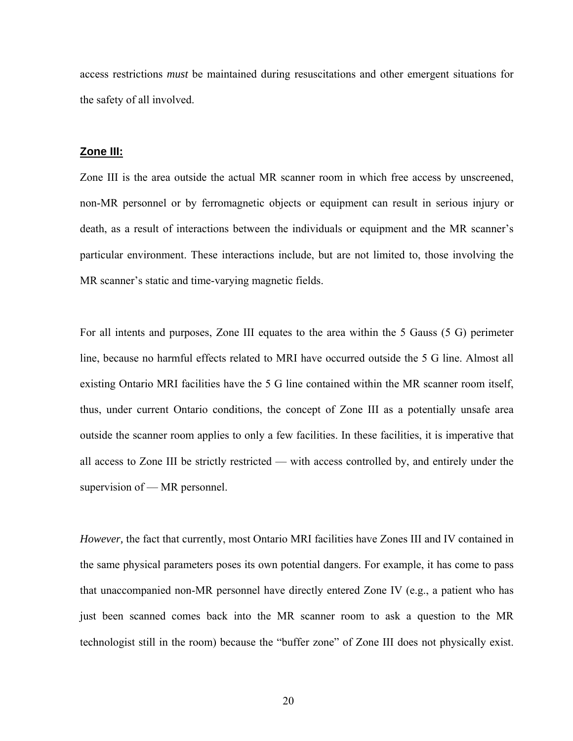access restrictions *must* be maintained during resuscitations and other emergent situations for the safety of all involved.

## Zone III:

Zone III is the area outside the actual MR scanner room in which free access by unscreened, non-MR personnel or by ferromagnetic objects or equipment can result in serious injury or death, as a result of interactions between the individuals or equipment and the MR scanner's particular environment. These interactions include, but are not limited to, those involving the MR scanner's static and time-varying magnetic fields.

For all intents and purposes, Zone III equates to the area within the 5 Gauss (5 G) perimeter line, because no harmful effects related to MRI have occurred outside the 5 G line. Almost all existing Ontario MRI facilities have the 5 G line contained within the MR scanner room itself, thus, under current Ontario conditions, the concept of Zone III as a potentially unsafe area outside the scanner room applies to only a few facilities. In these facilities, it is imperative that all access to Zone III be strictly restricted — with access controlled by, and entirely under the supervision of — MR personnel.

*However,* the fact that currently, most Ontario MRI facilities have Zones III and IV contained in the same physical parameters poses its own potential dangers. For example, it has come to pass that unaccompanied non-MR personnel have directly entered Zone IV (e.g., a patient who has just been scanned comes back into the MR scanner room to ask a question to the MR technologist still in the room) because the "buffer zone" of Zone III does not physically exist.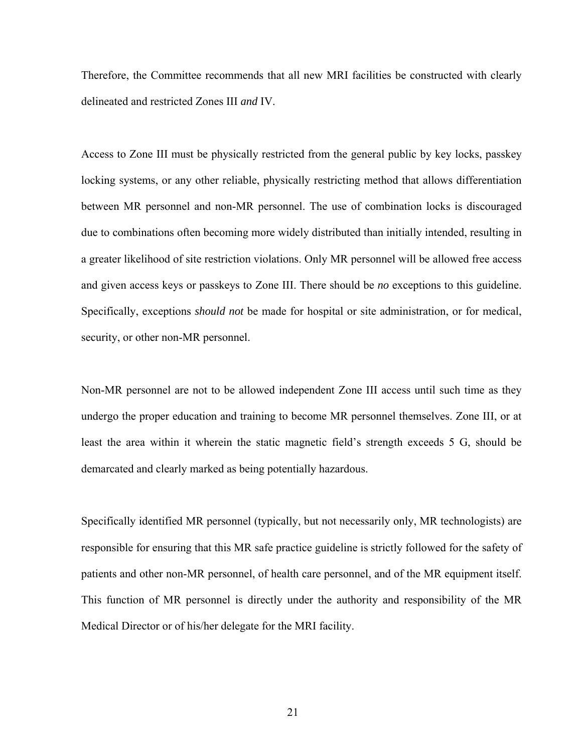Therefore, the Committee recommends that all new MRI facilities be constructed with clearly delineated and restricted Zones III *and* IV.

Access to Zone III must be physically restricted from the general public by key locks, passkey locking systems, or any other reliable, physically restricting method that allows differentiation between MR personnel and non-MR personnel. The use of combination locks is discouraged due to combinations often becoming more widely distributed than initially intended, resulting in a greater likelihood of site restriction violations. Only MR personnel will be allowed free access and given access keys or passkeys to Zone III. There should be *no* exceptions to this guideline. Specifically, exceptions *should not* be made for hospital or site administration, or for medical, security, or other non-MR personnel.

Non-MR personnel are not to be allowed independent Zone III access until such time as they undergo the proper education and training to become MR personnel themselves. Zone III, or at least the area within it wherein the static magnetic field's strength exceeds 5 G, should be demarcated and clearly marked as being potentially hazardous.

Specifically identified MR personnel (typically, but not necessarily only, MR technologists) are responsible for ensuring that this MR safe practice guideline is strictly followed for the safety of patients and other non-MR personnel, of health care personnel, and of the MR equipment itself. This function of MR personnel is directly under the authority and responsibility of the MR Medical Director or of his/her delegate for the MRI facility.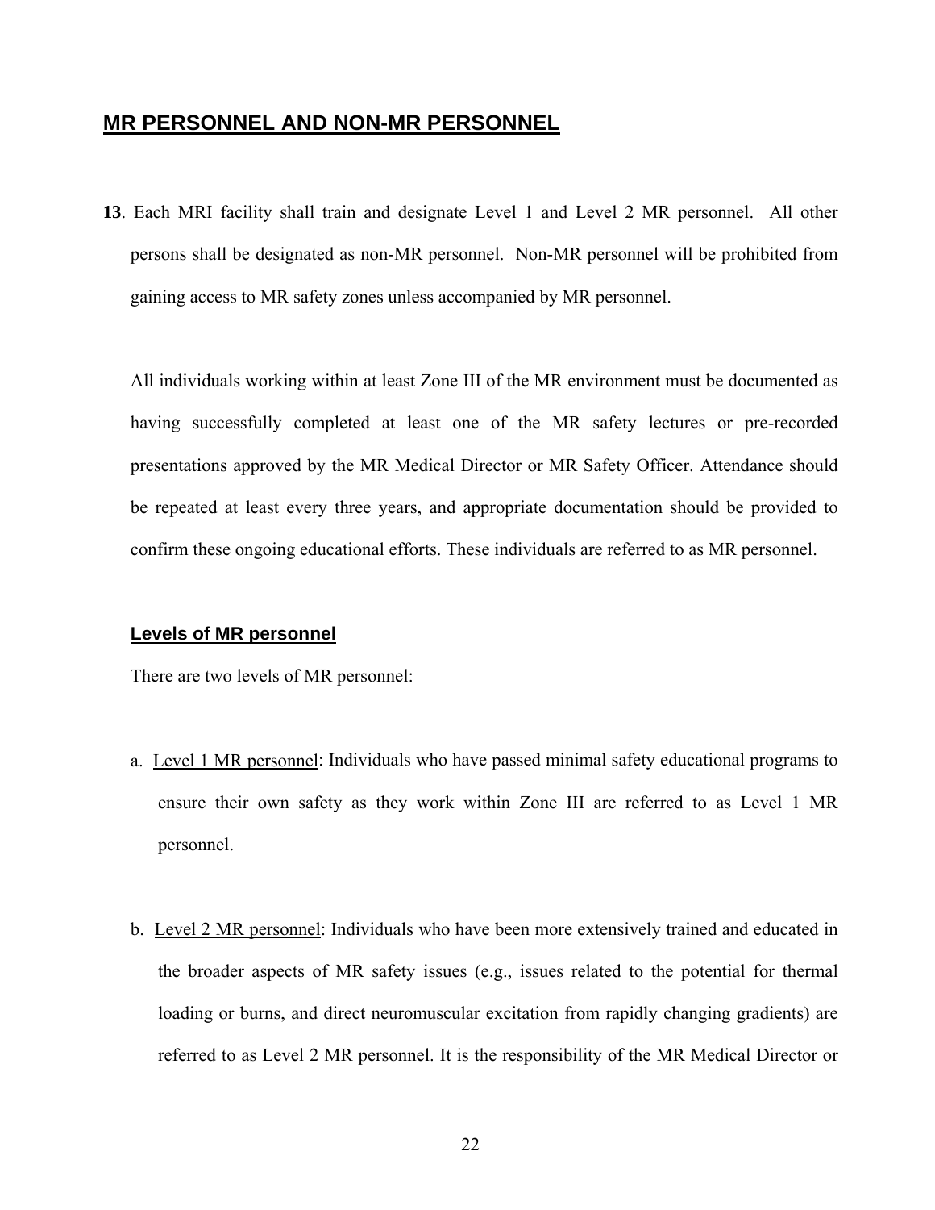## MR PERSONNEL AND NON-MR PERSONNEL

**13**. Each MRI facility shall train and designate Level 1 and Level 2 MR personnel. All other persons shall be designated as non-MR personnel. Non-MR personnel will be prohibited from gaining access to MR safety zones unless accompanied by MR personnel.

All individuals working within at least Zone III of the MR environment must be documented as having successfully completed at least one of the MR safety lectures or pre-recorded presentations approved by the MR Medical Director or MR Safety Officer. Attendance should be repeated at least every three years, and appropriate documentation should be provided to confirm these ongoing educational efforts. These individuals are referred to as MR personnel.

### Levels of MR personnel

There are two levels of MR personnel:

a. Level 1 MR personnel: Individuals who have passed minimal safety educational programs to ensure their own safety as they work within Zone III are referred to as Level 1 MR personnel.

b. Level 2 MR personnel: Individuals who have been more extensively trained and educated in the broader aspects of MR safety issues (e.g., issues related to the potential for thermal loading or burns, and direct neuromuscular excitation from rapidly changing gradients) are referred to as Level 2 MR personnel. It is the responsibility of the MR Medical Director or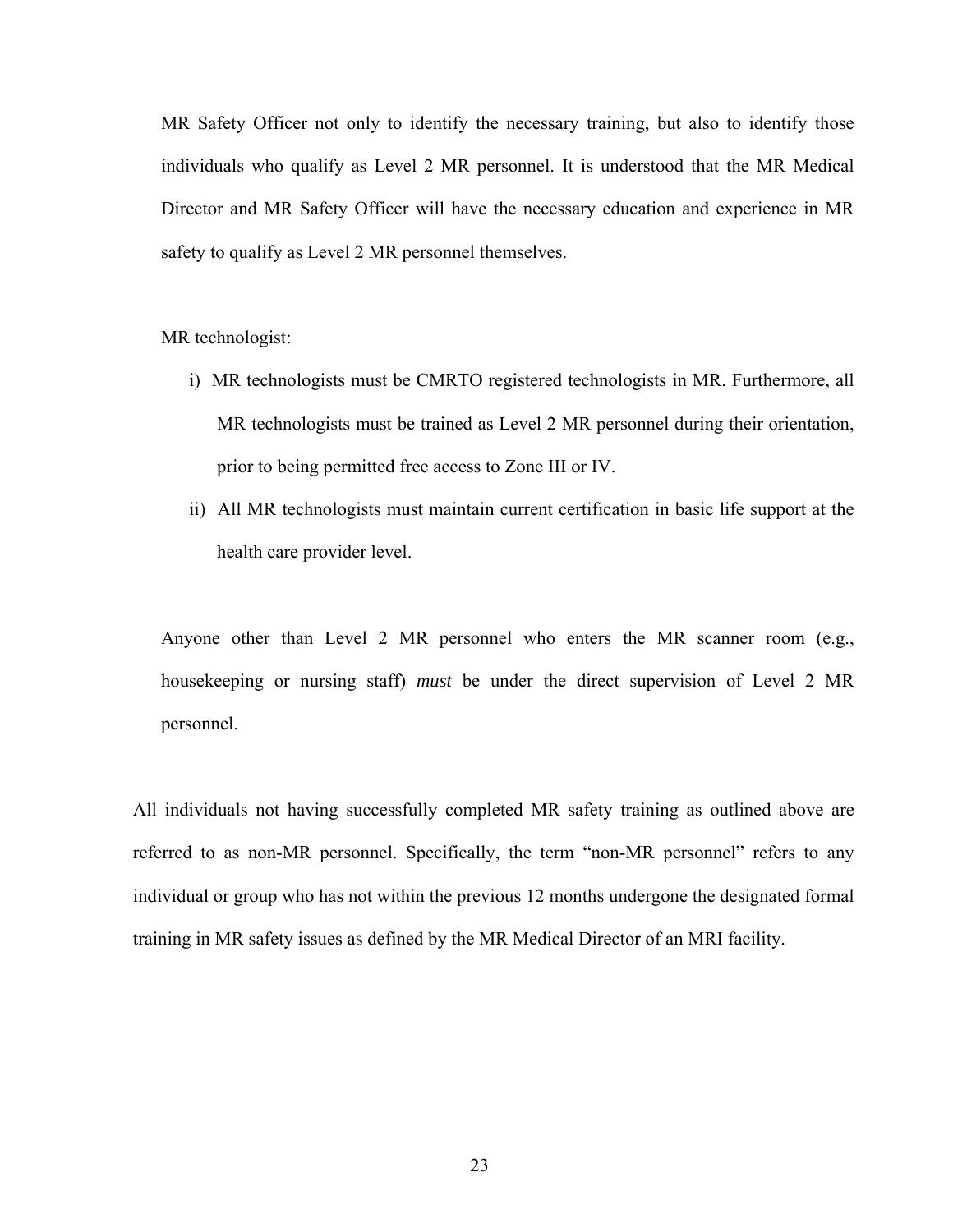MR Safety Officer not only to identify the necessary training, but also to identify those individuals who qualify as Level 2 MR personnel. It is understood that the MR Medical Director and MR Safety Officer will have the necessary education and experience in MR safety to qualify as Level 2 MR personnel themselves.

MR technologist:

i) MR technologists must be CMRTO registered technologists in MR. Furthermore, all MR technologists must be trained as Level 2 MR personnel during their orientation, prior to being permitted free access to Zone III or IV.

ii) All MR technologists must maintain current certification in basic life support at the health care provider level.

Anyone other than Level 2 MR personnel who enters the MR scanner room (e.g., housekeeping or nursing staff) *must* be under the direct supervision of Level 2 MR personnel.

All individuals not having successfully completed MR safety training as outlined above are referred to as non-MR personnel. Specifically, the term "non-MR personnel" refers to any individual or group who has not within the previous 12 months undergone the designated formal training in MR safety issues as defined by the MR Medical Director of an MRI facility.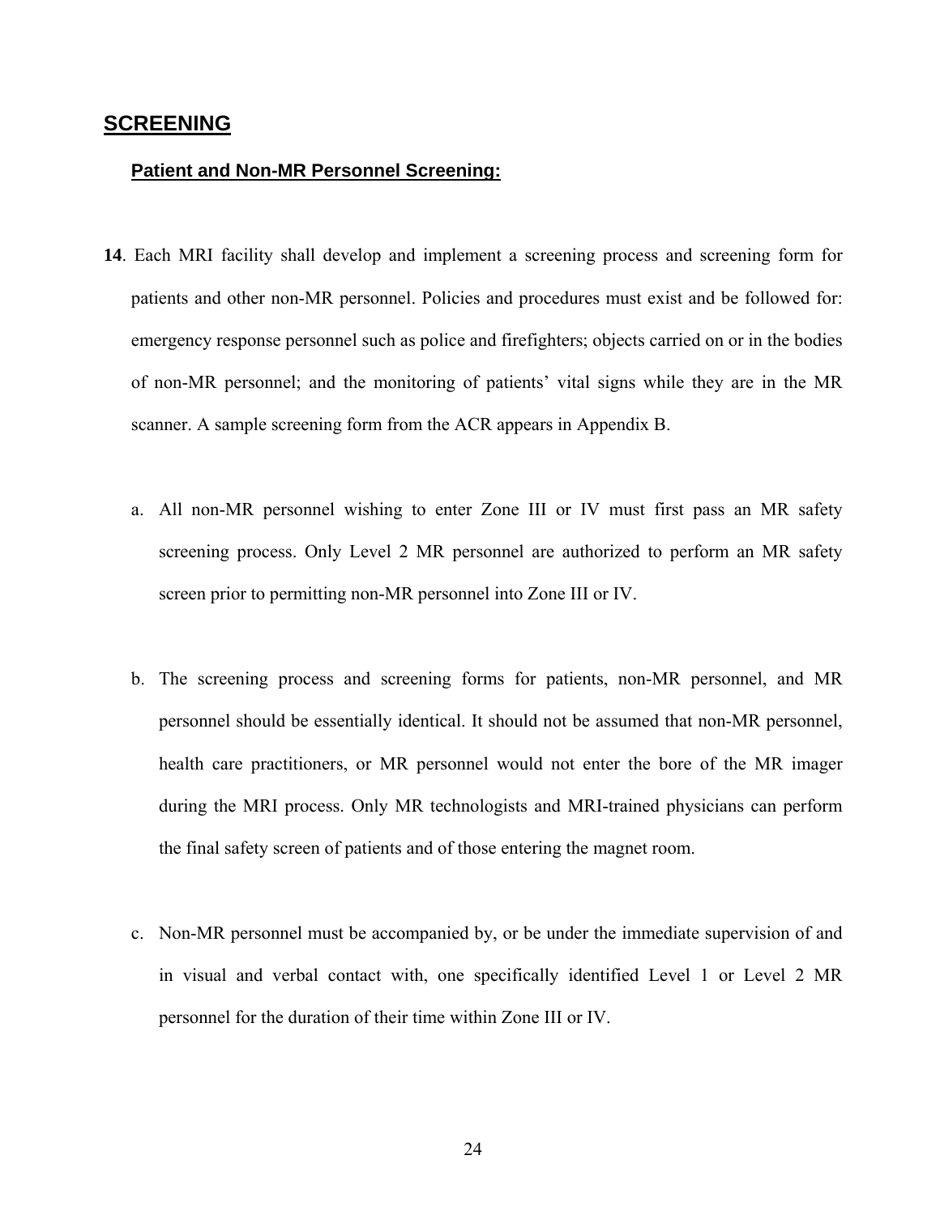## SCREENING

### Patient and Non-MR Personnel Screening:

**14**. Each MRI facility shall develop and implement a screening process and screening form for patients and other non-MR personnel. Policies and procedures must exist and be followed for: emergency response personnel such as police and firefighters; objects carried on or in the bodies of non-MR personnel; and the monitoring of patients' vital signs while they are in the MR scanner. A sample screening form from the ACR appears in Appendix B.

a. All non-MR personnel wishing to enter Zone III or IV must first pass an MR safety screening process. Only Level 2 MR personnel are authorized to perform an MR safety screen prior to permitting non-MR personnel into Zone III or IV.

b. The screening process and screening forms for patients, non-MR personnel, and MR personnel should be essentially identical. It should not be assumed that non-MR personnel, health care practitioners, or MR personnel would not enter the bore of the MR imager during the MRI process. Only MR technologists and MRI-trained physicians can perform the final safety screen of patients and of those entering the magnet room.

c. Non-MR personnel must be accompanied by, or be under the immediate supervision of and in visual and verbal contact with, one specifically identified Level 1 or Level 2 MR personnel for the duration of their time within Zone III or IV.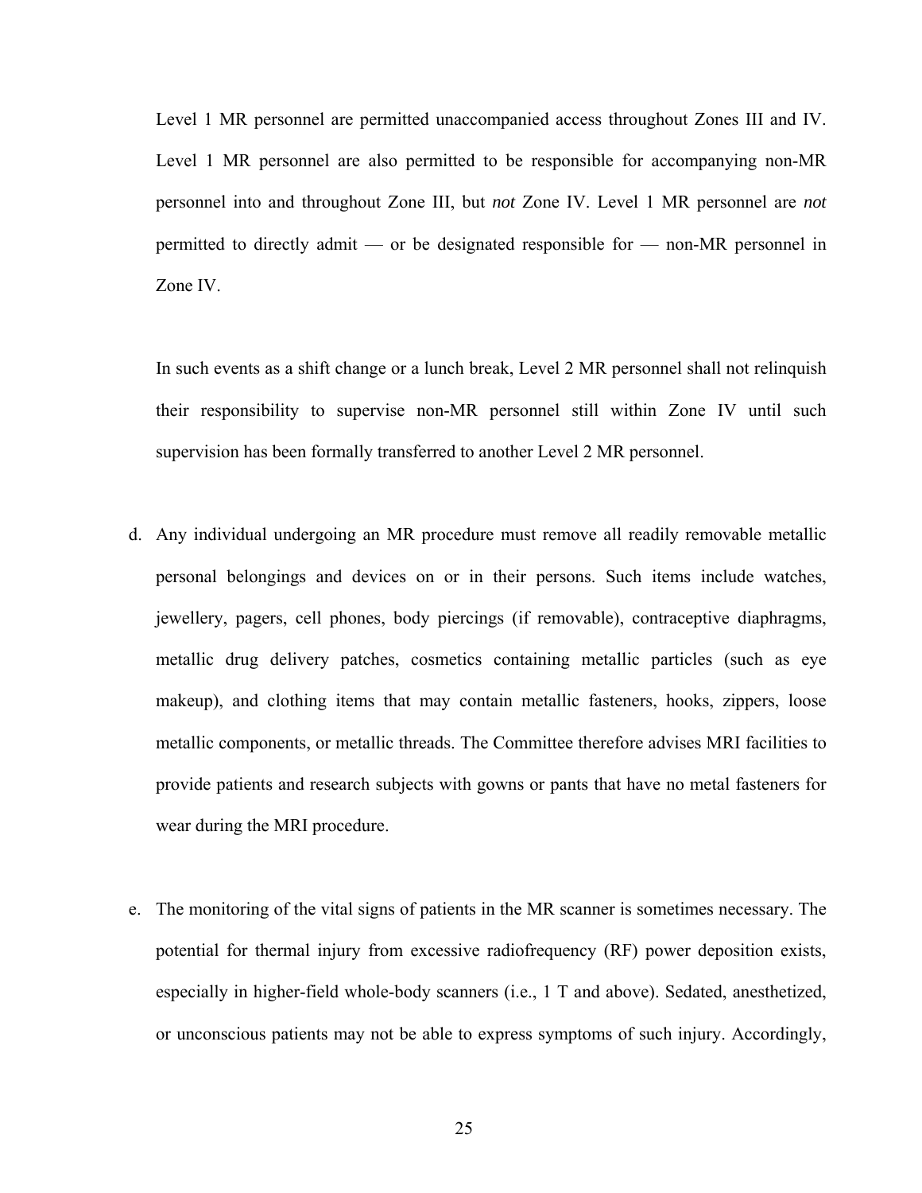Level 1 MR personnel are permitted unaccompanied access throughout Zones III and IV. Level 1 MR personnel are also permitted to be responsible for accompanying non-MR personnel into and throughout Zone III, but *not* Zone IV. Level 1 MR personnel are *not* permitted to directly admit — or be designated responsible for — non-MR personnel in Zone IV.

In such events as a shift change or a lunch break, Level 2 MR personnel shall not relinquish their responsibility to supervise non-MR personnel still within Zone IV until such supervision has been formally transferred to another Level 2 MR personnel.

d. Any individual undergoing an MR procedure must remove all readily removable metallic personal belongings and devices on or in their persons. Such items include watches, jewellery, pagers, cell phones, body piercings (if removable), contraceptive diaphragms, metallic drug delivery patches, cosmetics containing metallic particles (such as eye makeup), and clothing items that may contain metallic fasteners, hooks, zippers, loose metallic components, or metallic threads. The Committee therefore advises MRI facilities to provide patients and research subjects with gowns or pants that have no metal fasteners for wear during the MRI procedure.

e. The monitoring of the vital signs of patients in the MR scanner is sometimes necessary. The potential for thermal injury from excessive radiofrequency (RF) power deposition exists, especially in higher-field whole-body scanners (i.e., 1 T and above). Sedated, anesthetized, or unconscious patients may not be able to express symptoms of such injury. Accordingly,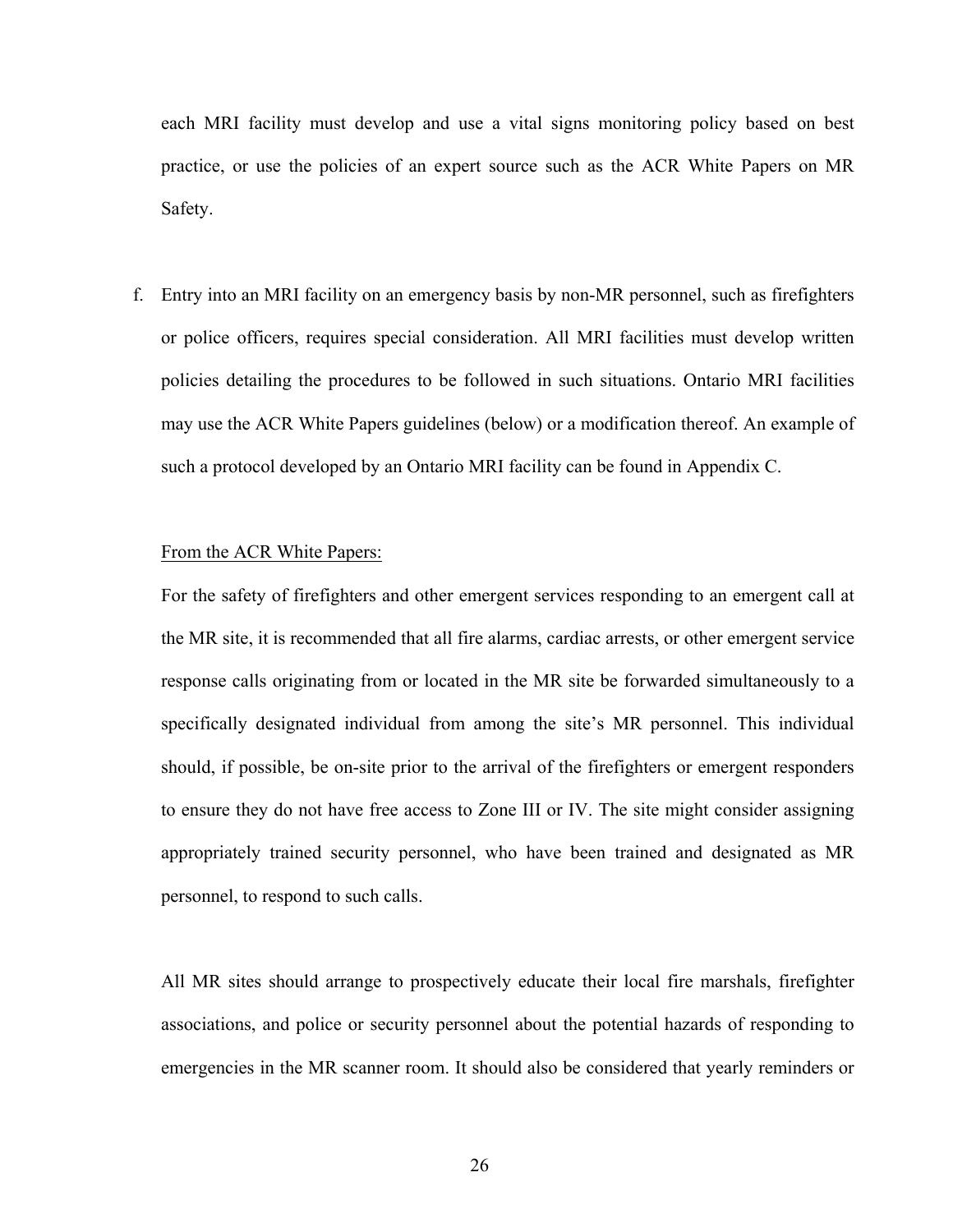each MRI facility must develop and use a vital signs monitoring policy based on best practice, or use the policies of an expert source such as the ACR White Papers on MR Safety.

f. Entry into an MRI facility on an emergency basis by non-MR personnel, such as firefighters or police officers, requires special consideration. All MRI facilities must develop written policies detailing the procedures to be followed in such situations. Ontario MRI facilities may use the ACR White Papers guidelines (below) or a modification thereof. An example of such a protocol developed by an Ontario MRI facility can be found in Appendix C.

<u>From the ACR White Papers:</u>

For the safety of firefighters and other emergent services responding to an emergent call at the MR site, it is recommended that all fire alarms, cardiac arrests, or other emergent service response calls originating from or located in the MR site be forwarded simultaneously to a specifically designated individual from among the site's MR personnel. This individual should, if possible, be on-site prior to the arrival of the firefighters or emergent responders to ensure they do not have free access to Zone III or IV. The site might consider assigning appropriately trained security personnel, who have been trained and designated as MR personnel, to respond to such calls.

All MR sites should arrange to prospectively educate their local fire marshals, firefighter associations, and police or security personnel about the potential hazards of responding to emergencies in the MR scanner room. It should also be considered that yearly reminders or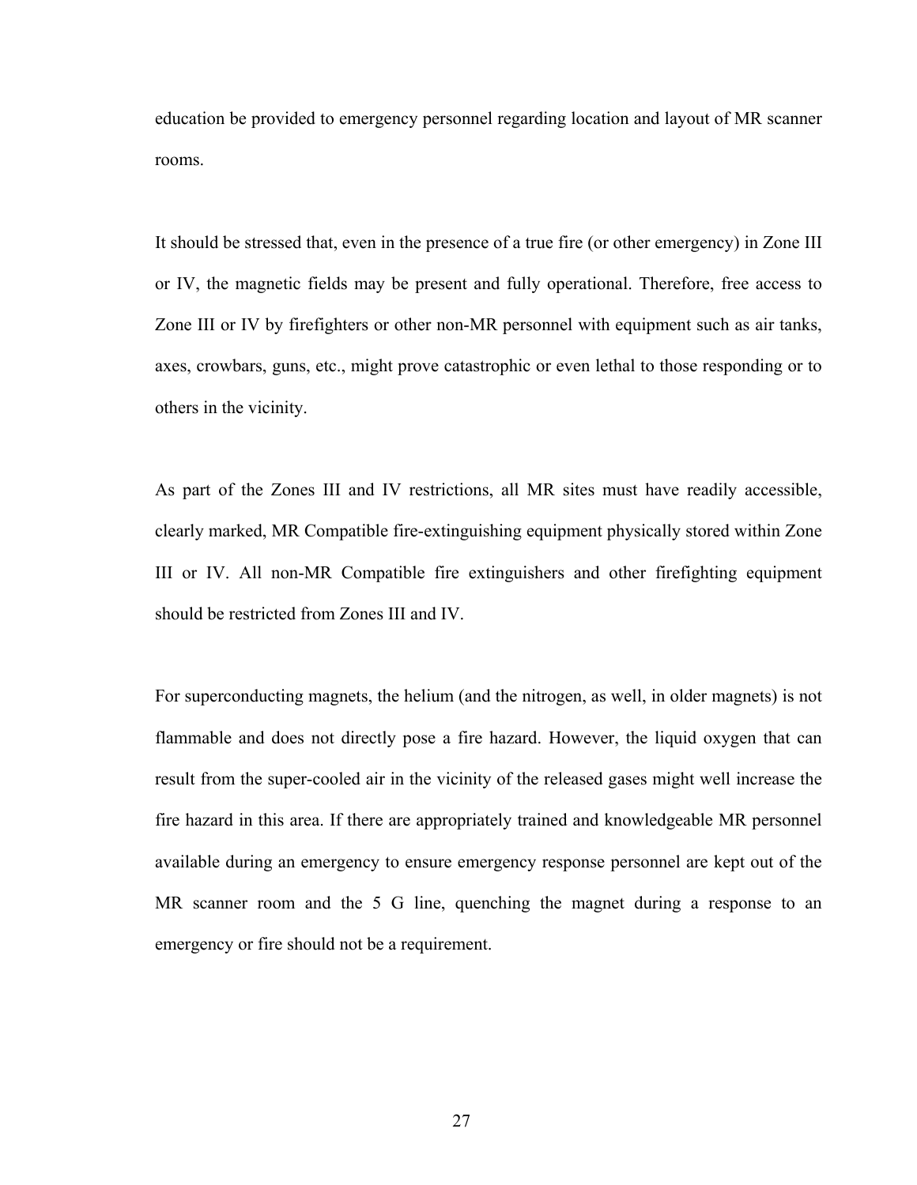education be provided to emergency personnel regarding location and layout of MR scanner rooms.

It should be stressed that, even in the presence of a true fire (or other emergency) in Zone III or IV, the magnetic fields may be present and fully operational. Therefore, free access to Zone III or IV by firefighters or other non-MR personnel with equipment such as air tanks, axes, crowbars, guns, etc., might prove catastrophic or even lethal to those responding or to others in the vicinity.

As part of the Zones III and IV restrictions, all MR sites must have readily accessible, clearly marked, MR Compatible fire-extinguishing equipment physically stored within Zone III or IV. All non-MR Compatible fire extinguishers and other firefighting equipment should be restricted from Zones III and IV.

For superconducting magnets, the helium (and the nitrogen, as well, in older magnets) is not flammable and does not directly pose a fire hazard. However, the liquid oxygen that can result from the super-cooled air in the vicinity of the released gases might well increase the fire hazard in this area. If there are appropriately trained and knowledgeable MR personnel available during an emergency to ensure emergency response personnel are kept out of the MR scanner room and the 5 G line, quenching the magnet during a response to an emergency or fire should not be a requirement.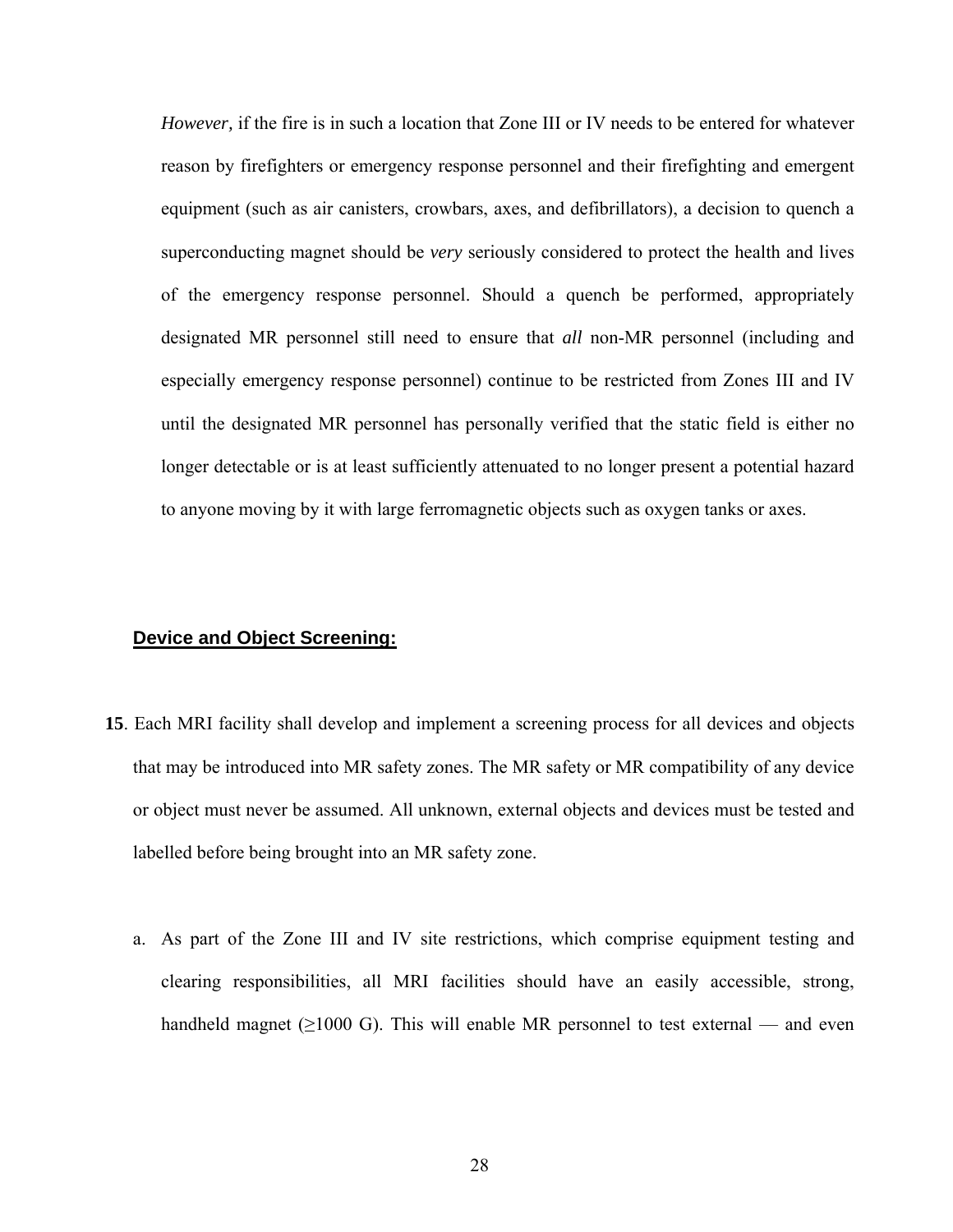*However,* if the fire is in such a location that Zone III or IV needs to be entered for whatever reason by firefighters or emergency response personnel and their firefighting and emergent equipment (such as air canisters, crowbars, axes, and defibrillators), a decision to quench a superconducting magnet should be *very* seriously considered to protect the health and lives of the emergency response personnel. Should a quench be performed, appropriately designated MR personnel still need to ensure that *all* non-MR personnel (including and especially emergency response personnel) continue to be restricted from Zones III and IV until the designated MR personnel has personally verified that the static field is either no longer detectable or is at least sufficiently attenuated to no longer present a potential hazard to anyone moving by it with large ferromagnetic objects such as oxygen tanks or axes.

## Device and Object Screening:

**15**. Each MRI facility shall develop and implement a screening process for all devices and objects that may be introduced into MR safety zones. The MR safety or MR compatibility of any device or object must never be assumed. All unknown, external objects and devices must be tested and labelled before being brought into an MR safety zone.

a. As part of the Zone III and IV site restrictions, which comprise equipment testing and clearing responsibilities, all MRI facilities should have an easily accessible, strong, handheld magnet (≥1000 G). This will enable MR personnel to test external — and even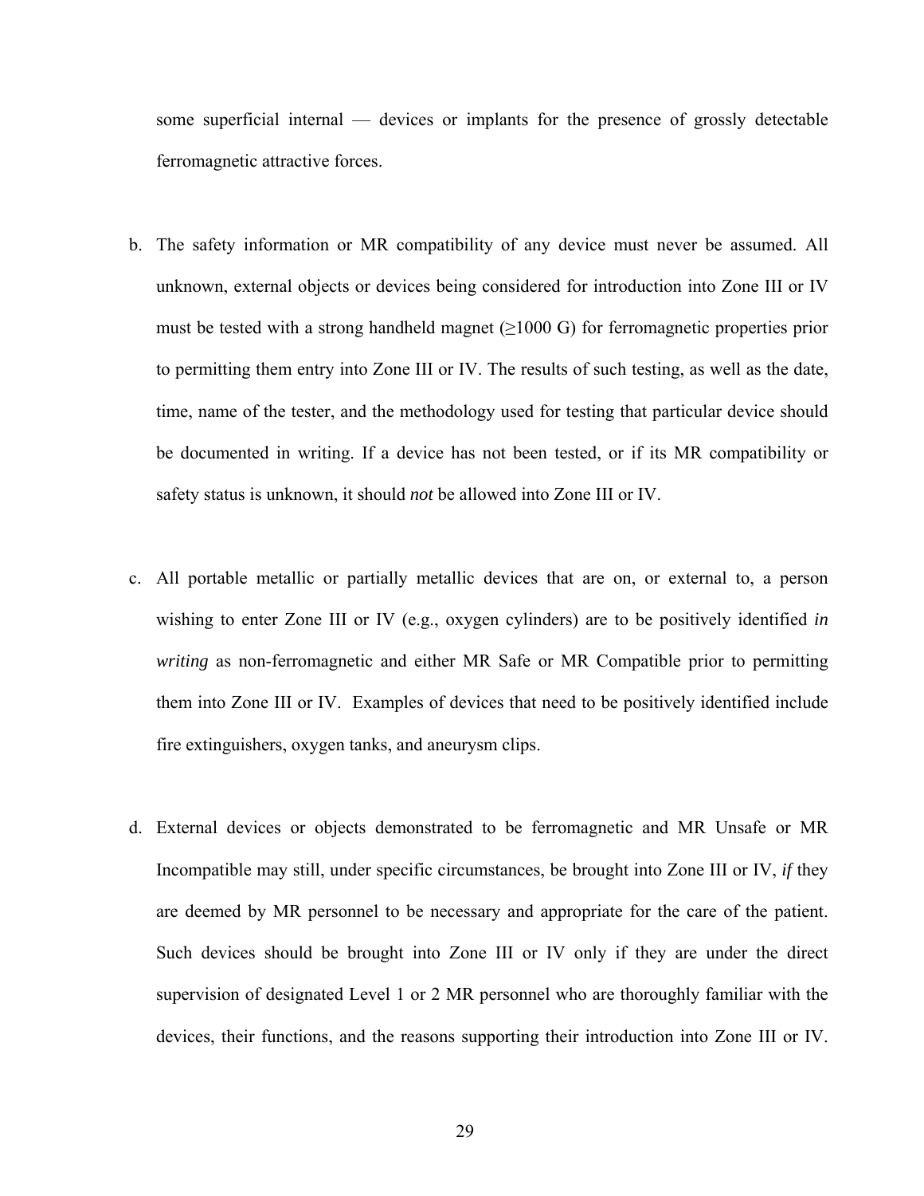some superficial internal — devices or implants for the presence of grossly detectable ferromagnetic attractive forces.

b. The safety information or MR compatibility of any device must never be assumed. All unknown, external objects or devices being considered for introduction into Zone III or IV must be tested with a strong handheld magnet (≥1000 G) for ferromagnetic properties prior to permitting them entry into Zone III or IV. The results of such testing, as well as the date, time, name of the tester, and the methodology used for testing that particular device should be documented in writing. If a device has not been tested, or if its MR compatibility or safety status is unknown, it should *not* be allowed into Zone III or IV.

c. All portable metallic or partially metallic devices that are on, or external to, a person wishing to enter Zone III or IV (e.g., oxygen cylinders) are to be positively identified *in writing* as non-ferromagnetic and either MR Safe or MR Compatible prior to permitting them into Zone III or IV. Examples of devices that need to be positively identified include fire extinguishers, oxygen tanks, and aneurysm clips.

d. External devices or objects demonstrated to be ferromagnetic and MR Unsafe or MR Incompatible may still, under specific circumstances, be brought into Zone III or IV, *if* they are deemed by MR personnel to be necessary and appropriate for the care of the patient. Such devices should be brought into Zone III or IV only if they are under the direct supervision of designated Level 1 or 2 MR personnel who are thoroughly familiar with the devices, their functions, and the reasons supporting their introduction into Zone III or IV.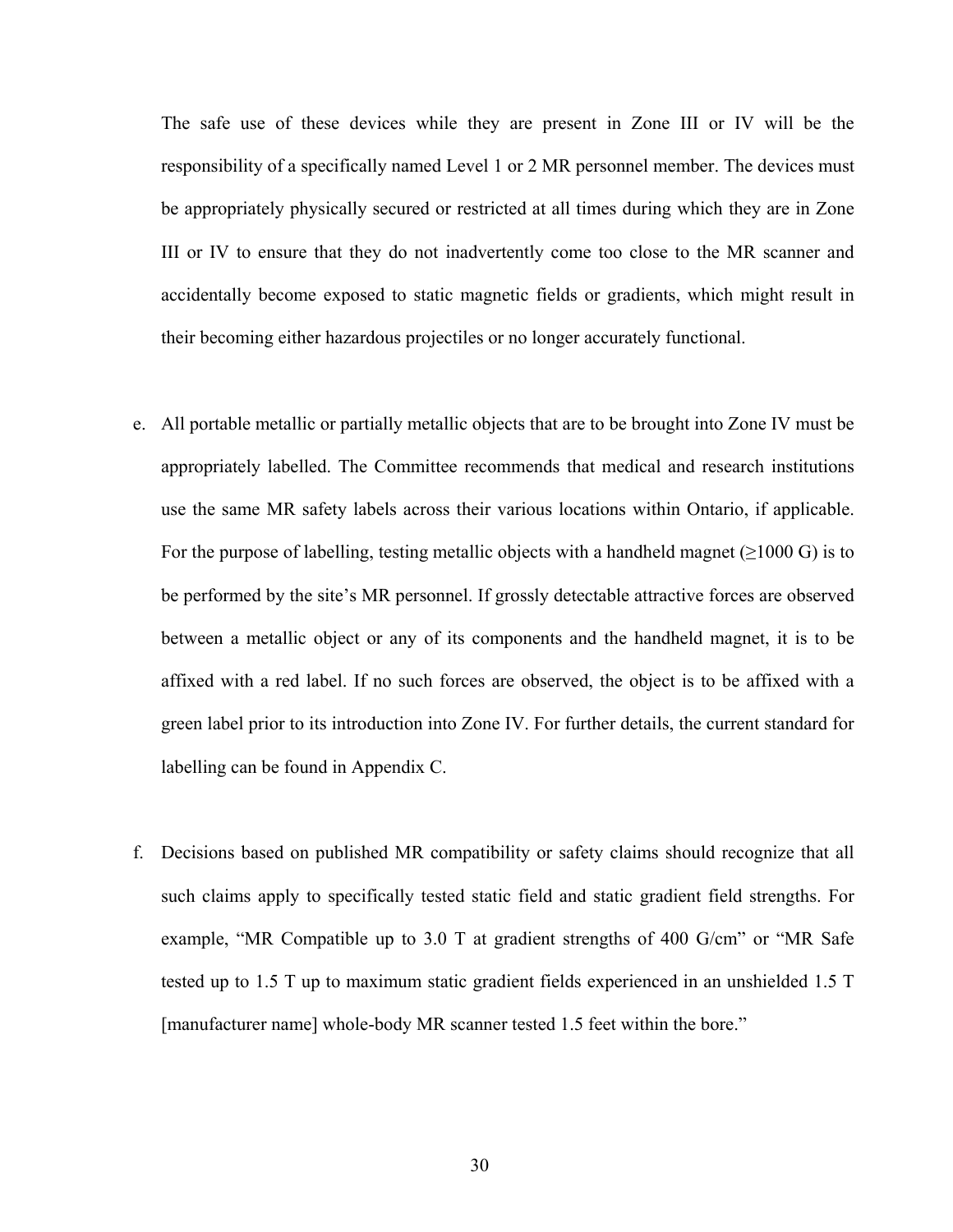The safe use of these devices while they are present in Zone III or IV will be the responsibility of a specifically named Level 1 or 2 MR personnel member. The devices must be appropriately physically secured or restricted at all times during which they are in Zone III or IV to ensure that they do not inadvertently come too close to the MR scanner and accidentally become exposed to static magnetic fields or gradients, which might result in their becoming either hazardous projectiles or no longer accurately functional.

e. All portable metallic or partially metallic objects that are to be brought into Zone IV must be appropriately labelled. The Committee recommends that medical and research institutions use the same MR safety labels across their various locations within Ontario, if applicable. For the purpose of labelling, testing metallic objects with a handheld magnet (≥1000 G) is to be performed by the site's MR personnel. If grossly detectable attractive forces are observed between a metallic object or any of its components and the handheld magnet, it is to be affixed with a red label. If no such forces are observed, the object is to be affixed with a green label prior to its introduction into Zone IV. For further details, the current standard for labelling can be found in Appendix C.

f. Decisions based on published MR compatibility or safety claims should recognize that all such claims apply to specifically tested static field and static gradient field strengths. For example, "MR Compatible up to 3.0 T at gradient strengths of 400 G/cm" or "MR Safe tested up to 1.5 T up to maximum static gradient fields experienced in an unshielded 1.5 T [manufacturer name] whole-body MR scanner tested 1.5 feet within the bore."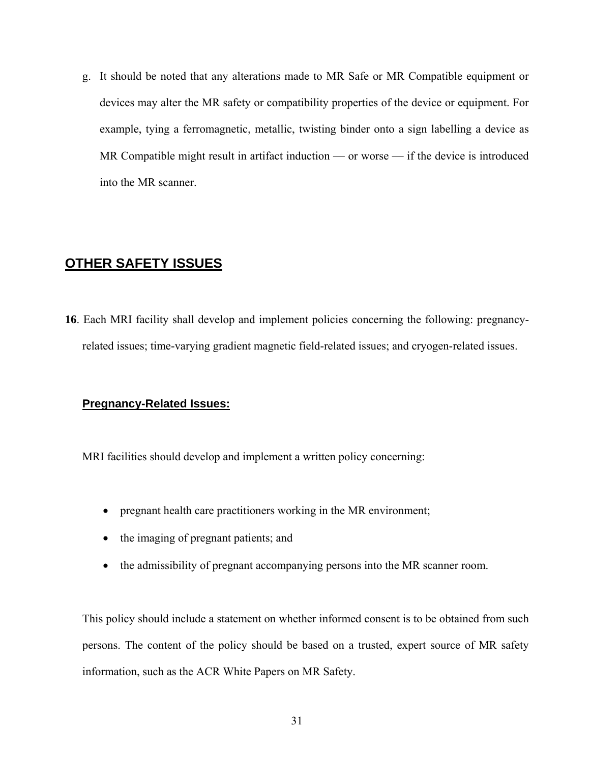g. It should be noted that any alterations made to MR Safe or MR Compatible equipment or devices may alter the MR safety or compatibility properties of the device or equipment. For example, tying a ferromagnetic, metallic, twisting binder onto a sign labelling a device as MR Compatible might result in artifact induction — or worse — if the device is introduced into the MR scanner.

## OTHER SAFETY ISSUES

**16**. Each MRI facility shall develop and implement policies concerning the following: pregnancy-related issues; time-varying gradient magnetic field-related issues; and cryogen-related issues.

### Pregnancy-Related Issues:

MRI facilities should develop and implement a written policy concerning:

- pregnant health care practitioners working in the MR environment;
- the imaging of pregnant patients; and
- the admissibility of pregnant accompanying persons into the MR scanner room.

This policy should include a statement on whether informed consent is to be obtained from such persons. The content of the policy should be based on a trusted, expert source of MR safety information, such as the ACR White Papers on MR Safety.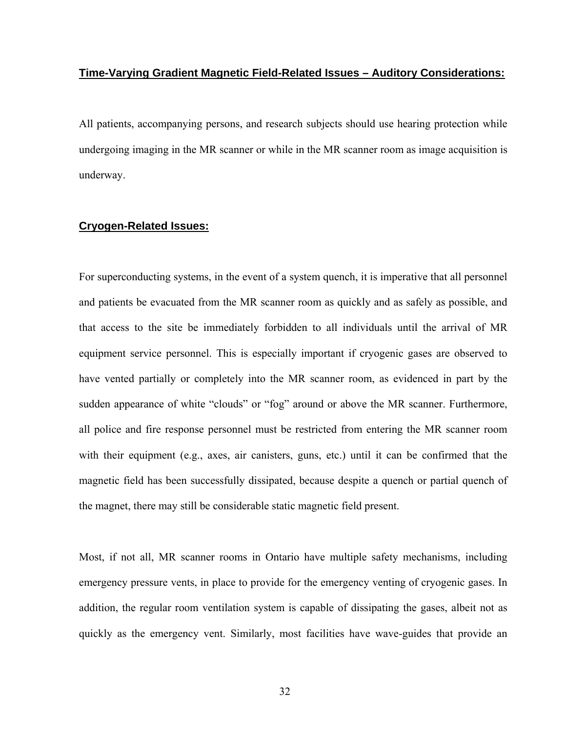## Time-Varying Gradient Magnetic Field-Related Issues – Auditory Considerations:

All patients, accompanying persons, and research subjects should use hearing protection while undergoing imaging in the MR scanner or while in the MR scanner room as image acquisition is underway.

## Cryogen-Related Issues:

For superconducting systems, in the event of a system quench, it is imperative that all personnel and patients be evacuated from the MR scanner room as quickly and as safely as possible, and that access to the site be immediately forbidden to all individuals until the arrival of MR equipment service personnel. This is especially important if cryogenic gases are observed to have vented partially or completely into the MR scanner room, as evidenced in part by the sudden appearance of white "clouds" or "fog" around or above the MR scanner. Furthermore, all police and fire response personnel must be restricted from entering the MR scanner room with their equipment (e.g., axes, air canisters, guns, etc.) until it can be confirmed that the magnetic field has been successfully dissipated, because despite a quench or partial quench of the magnet, there may still be considerable static magnetic field present.

Most, if not all, MR scanner rooms in Ontario have multiple safety mechanisms, including emergency pressure vents, in place to provide for the emergency venting of cryogenic gases. In addition, the regular room ventilation system is capable of dissipating the gases, albeit not as quickly as the emergency vent. Similarly, most facilities have wave-guides that provide an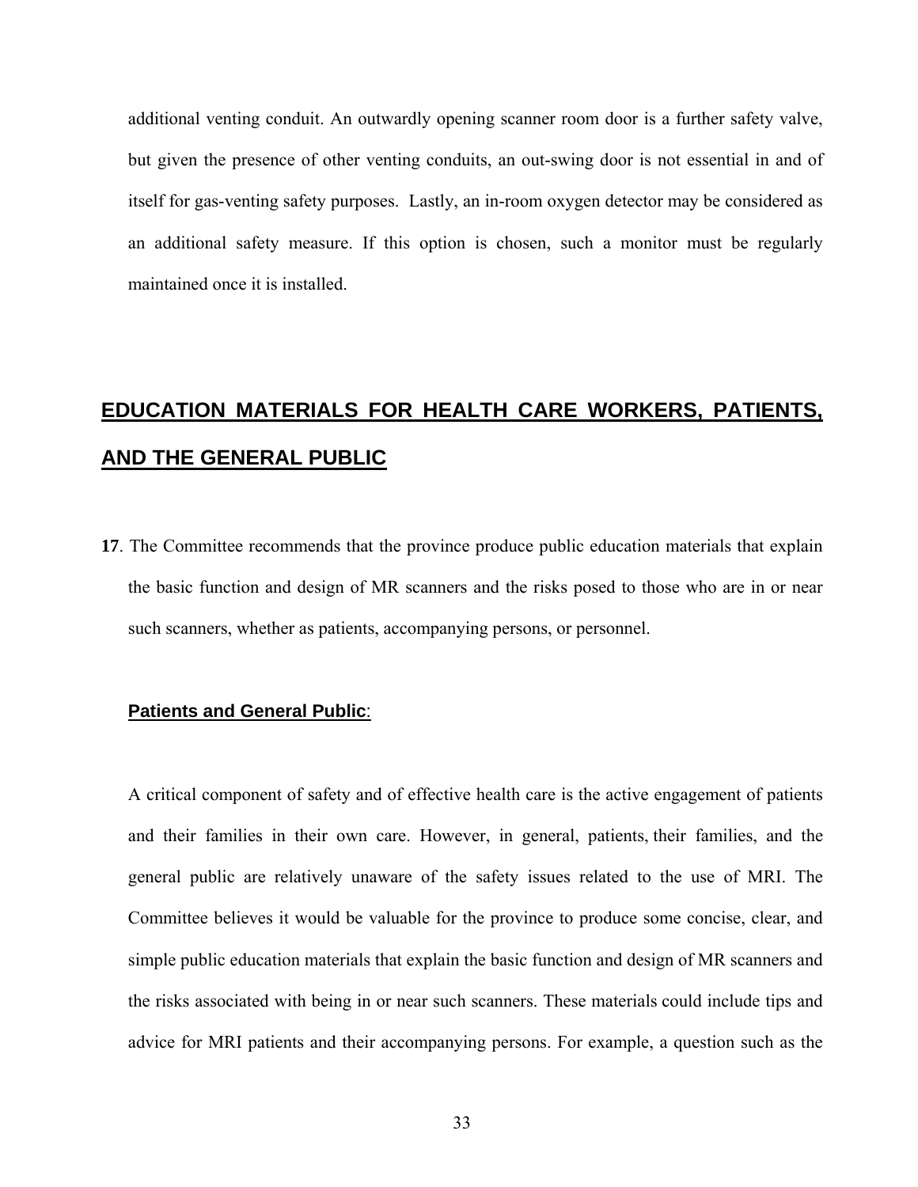additional venting conduit. An outwardly opening scanner room door is a further safety valve, but given the presence of other venting conduits, an out-swing door is not essential in and of itself for gas-venting safety purposes. Lastly, an in-room oxygen detector may be considered as an additional safety measure. If this option is chosen, such a monitor must be regularly maintained once it is installed.

## EDUCATION MATERIALS FOR HEALTH CARE WORKERS, PATIENTS, AND THE GENERAL PUBLIC

**17**. The Committee recommends that the province produce public education materials that explain the basic function and design of MR scanners and the risks posed to those who are in or near such scanners, whether as patients, accompanying persons, or personnel.

### Patients and General Public:

A critical component of safety and of effective health care is the active engagement of patients and their families in their own care. However, in general, patients, their families, and the general public are relatively unaware of the safety issues related to the use of MRI. The Committee believes it would be valuable for the province to produce some concise, clear, and simple public education materials that explain the basic function and design of MR scanners and the risks associated with being in or near such scanners. These materials could include tips and advice for MRI patients and their accompanying persons. For example, a question such as the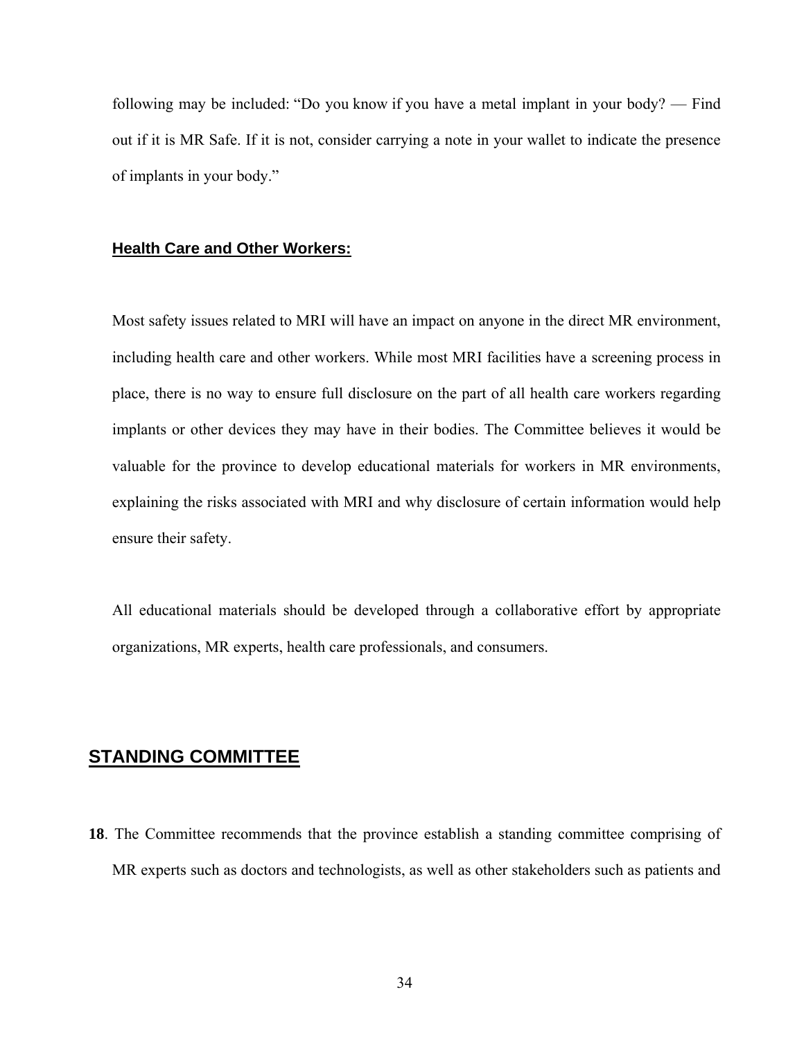following may be included: "Do you know if you have a metal implant in your body? — Find out if it is MR Safe. If it is not, consider carrying a note in your wallet to indicate the presence of implants in your body."

### Health Care and Other Workers:

Most safety issues related to MRI will have an impact on anyone in the direct MR environment, including health care and other workers. While most MRI facilities have a screening process in place, there is no way to ensure full disclosure on the part of all health care workers regarding implants or other devices they may have in their bodies. The Committee believes it would be valuable for the province to develop educational materials for workers in MR environments, explaining the risks associated with MRI and why disclosure of certain information would help ensure their safety.

All educational materials should be developed through a collaborative effort by appropriate organizations, MR experts, health care professionals, and consumers.

## STANDING COMMITTEE

**18**. The Committee recommends that the province establish a standing committee comprising of MR experts such as doctors and technologists, as well as other stakeholders such as patients and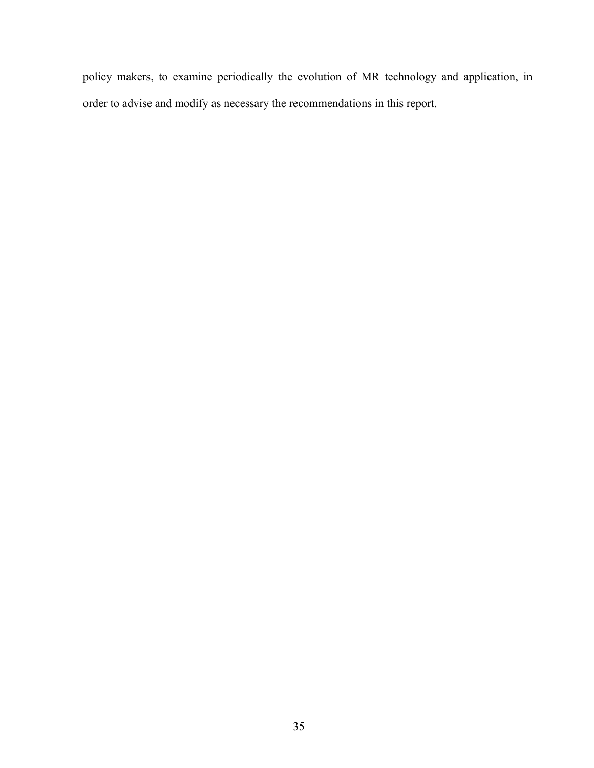policy makers, to examine periodically the evolution of MR technology and application, in order to advise and modify as necessary the recommendations in this report.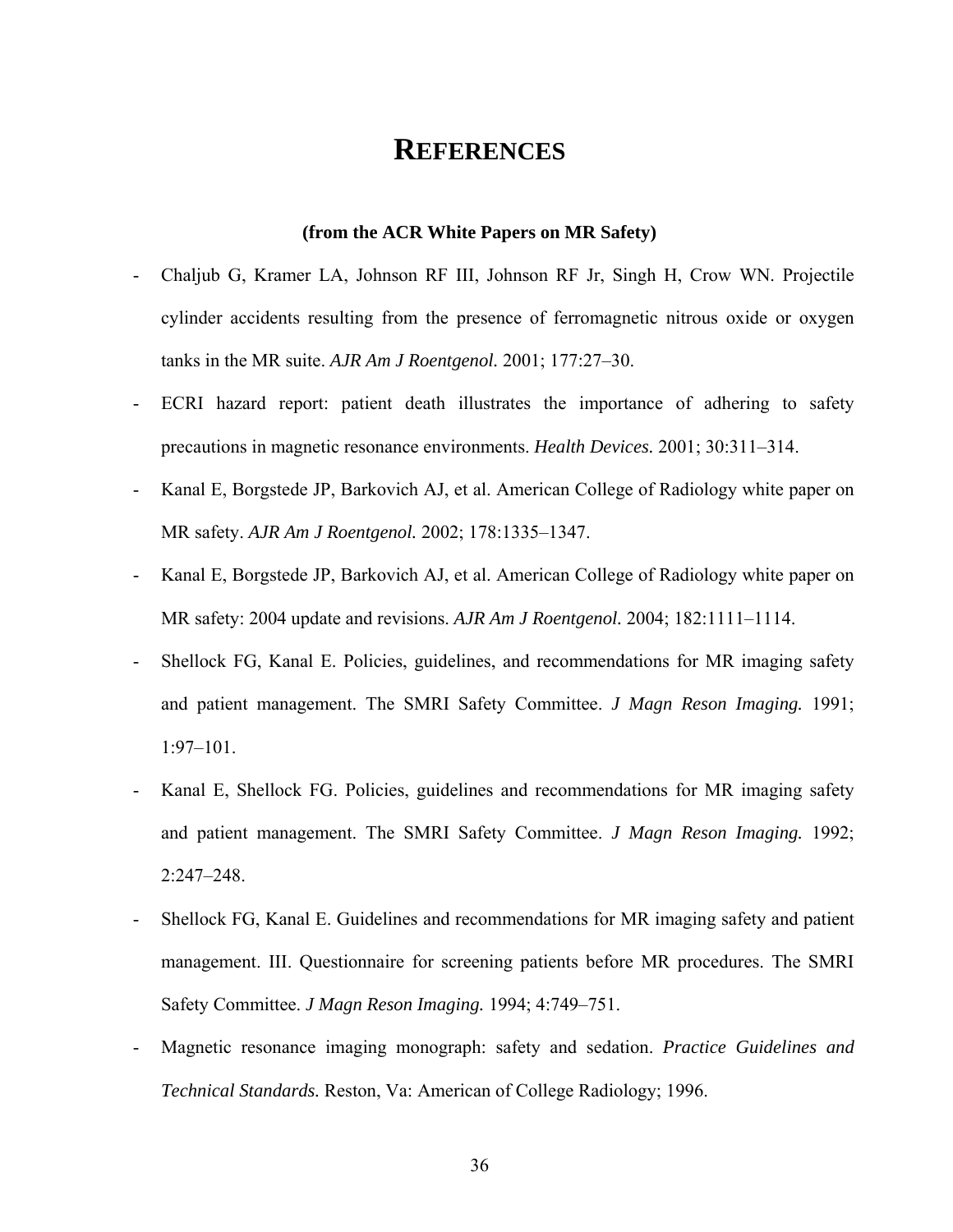# REFERENCES

**(from the ACR White Papers on MR Safety)**

- Chaljub G, Kramer LA, Johnson RF III, Johnson RF Jr, Singh H, Crow WN. Projectile cylinder accidents resulting from the presence of ferromagnetic nitrous oxide or oxygen tanks in the MR suite. *AJR Am J Roentgenol.* 2001; 177:27–30.
- ECRI hazard report: patient death illustrates the importance of adhering to safety precautions in magnetic resonance environments. *Health Devices.* 2001; 30:311–314.
- Kanal E, Borgstede JP, Barkovich AJ, et al. American College of Radiology white paper on MR safety. *AJR Am J Roentgenol.* 2002; 178:1335–1347.
- Kanal E, Borgstede JP, Barkovich AJ, et al. American College of Radiology white paper on MR safety: 2004 update and revisions. *AJR Am J Roentgenol.* 2004; 182:1111–1114.
- Shellock FG, Kanal E. Policies, guidelines, and recommendations for MR imaging safety and patient management. The SMRI Safety Committee. *J Magn Reson Imaging.* 1991; 1:97–101.
- Kanal E, Shellock FG. Policies, guidelines and recommendations for MR imaging safety and patient management. The SMRI Safety Committee. *J Magn Reson Imaging.* 1992; 2:247–248.
- Shellock FG, Kanal E. Guidelines and recommendations for MR imaging safety and patient management. III. Questionnaire for screening patients before MR procedures. The SMRI Safety Committee. *J Magn Reson Imaging.* 1994; 4:749–751.
- Magnetic resonance imaging monograph: safety and sedation. *Practice Guidelines and Technical Standards.* Reston, Va: American of College Radiology; 1996.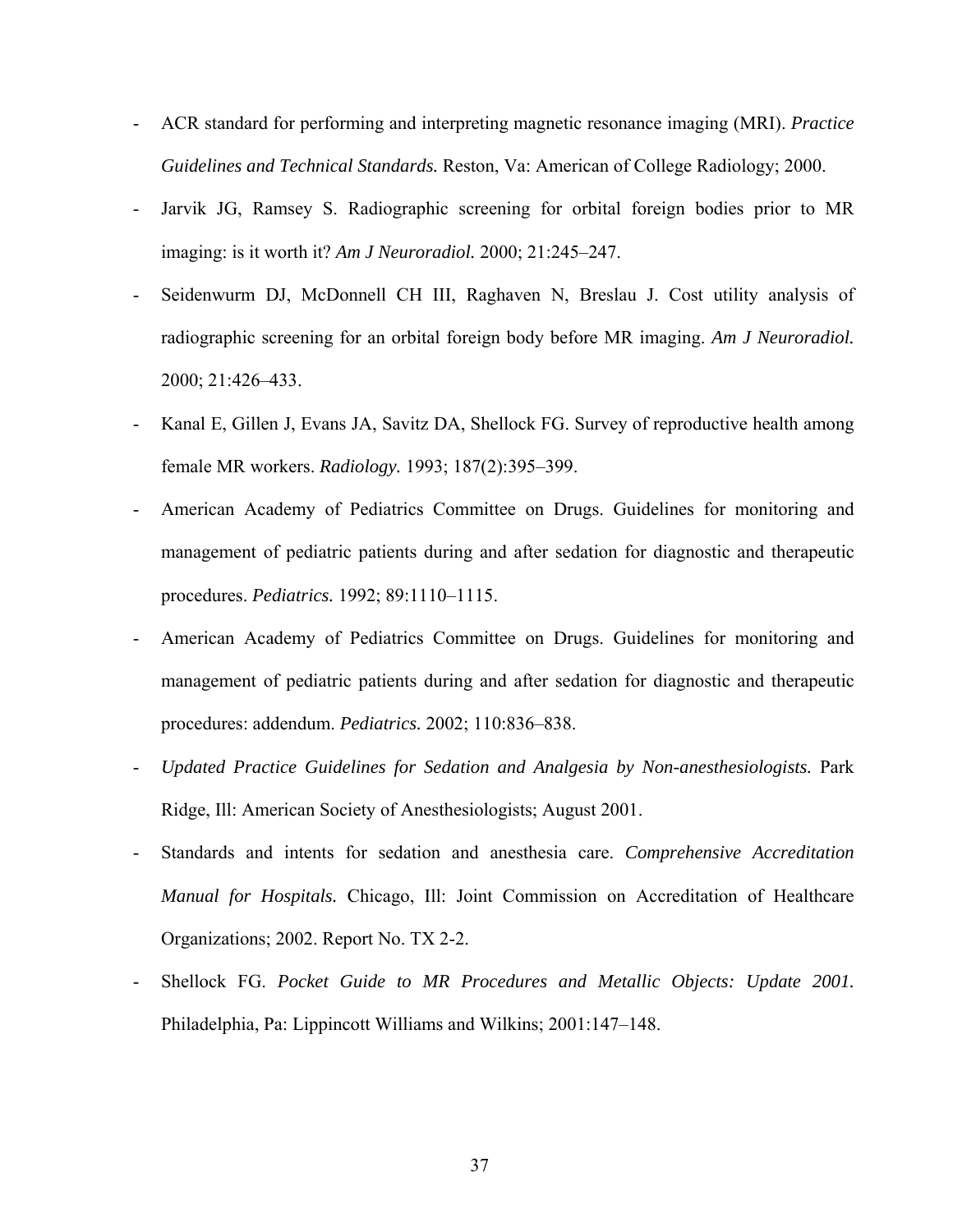- ACR standard for performing and interpreting magnetic resonance imaging (MRI). *Practice Guidelines and Technical Standards.* Reston, Va: American of College Radiology; 2000.
- Jarvik JG, Ramsey S. Radiographic screening for orbital foreign bodies prior to MR imaging: is it worth it? *Am J Neuroradiol.* 2000; 21:245–247.
- Seidenwurm DJ, McDonnell CH III, Raghaven N, Breslau J. Cost utility analysis of radiographic screening for an orbital foreign body before MR imaging. *Am J Neuroradiol.* 2000; 21:426–433.
- Kanal E, Gillen J, Evans JA, Savitz DA, Shellock FG. Survey of reproductive health among female MR workers. *Radiology.* 1993; 187(2):395–399.
- American Academy of Pediatrics Committee on Drugs. Guidelines for monitoring and management of pediatric patients during and after sedation for diagnostic and therapeutic procedures. *Pediatrics.* 1992; 89:1110–1115.
- American Academy of Pediatrics Committee on Drugs. Guidelines for monitoring and management of pediatric patients during and after sedation for diagnostic and therapeutic procedures: addendum. *Pediatrics.* 2002; 110:836–838.
- *Updated Practice Guidelines for Sedation and Analgesia by Non-anesthesiologists.* Park Ridge, Ill: American Society of Anesthesiologists; August 2001.
- Standards and intents for sedation and anesthesia care. *Comprehensive Accreditation Manual for Hospitals.* Chicago, Ill: Joint Commission on Accreditation of Healthcare Organizations; 2002. Report No. TX 2-2.
- Shellock FG. *Pocket Guide to MR Procedures and Metallic Objects: Update 2001.* Philadelphia, Pa: Lippincott Williams and Wilkins; 2001:147–148.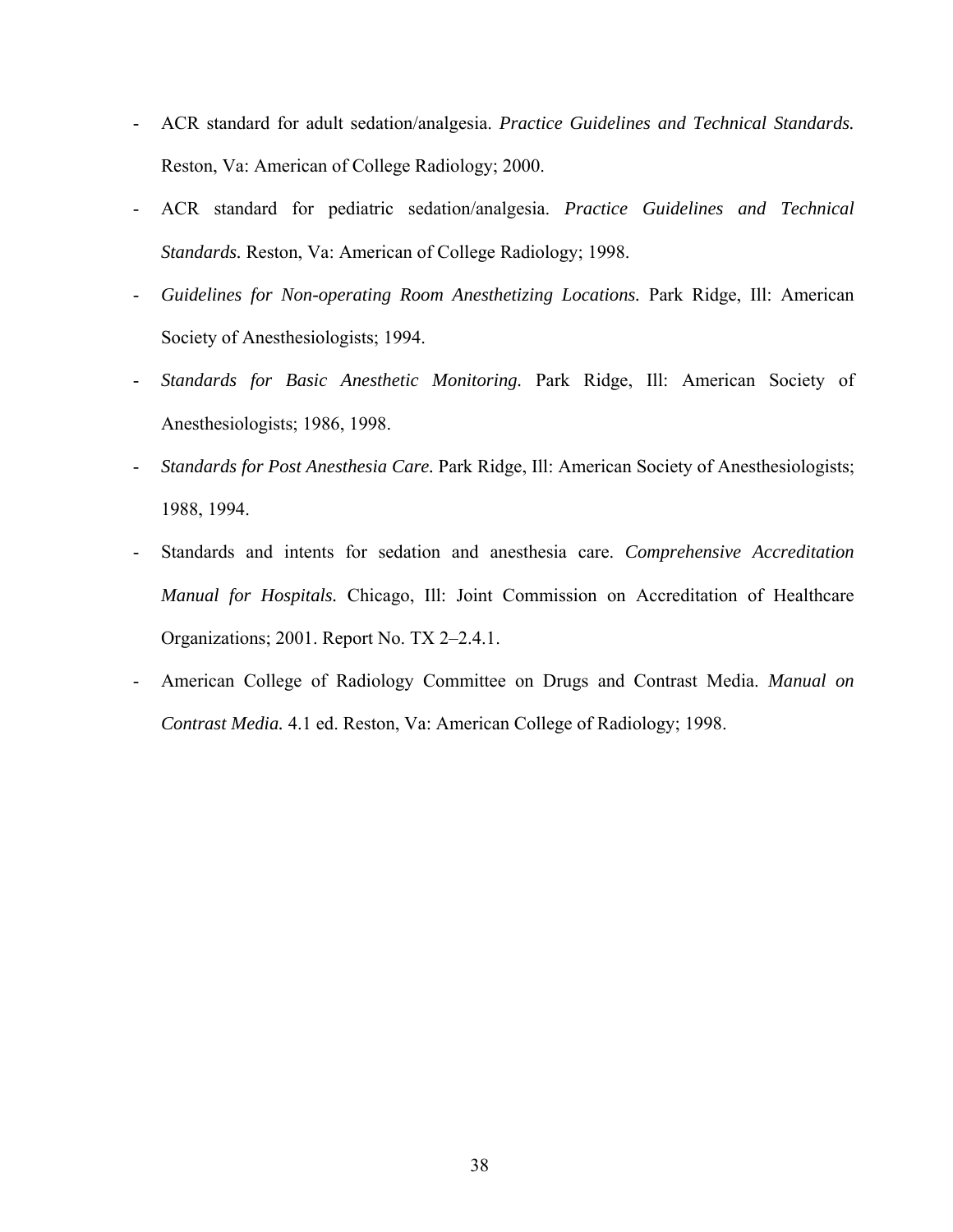- ACR standard for adult sedation/analgesia. *Practice Guidelines and Technical Standards.* Reston, Va: American of College Radiology; 2000.
- ACR standard for pediatric sedation/analgesia. *Practice Guidelines and Technical Standards.* Reston, Va: American of College Radiology; 1998.
- *Guidelines for Non-operating Room Anesthetizing Locations.* Park Ridge, Ill: American Society of Anesthesiologists; 1994.
- *Standards for Basic Anesthetic Monitoring.* Park Ridge, Ill: American Society of Anesthesiologists; 1986, 1998.
- *Standards for Post Anesthesia Care.* Park Ridge, Ill: American Society of Anesthesiologists; 1988, 1994.
- Standards and intents for sedation and anesthesia care. *Comprehensive Accreditation Manual for Hospitals.* Chicago, Ill: Joint Commission on Accreditation of Healthcare Organizations; 2001. Report No. TX 2–2.4.1.
- American College of Radiology Committee on Drugs and Contrast Media. *Manual on Contrast Media.* 4.1 ed. Reston, Va: American College of Radiology; 1998.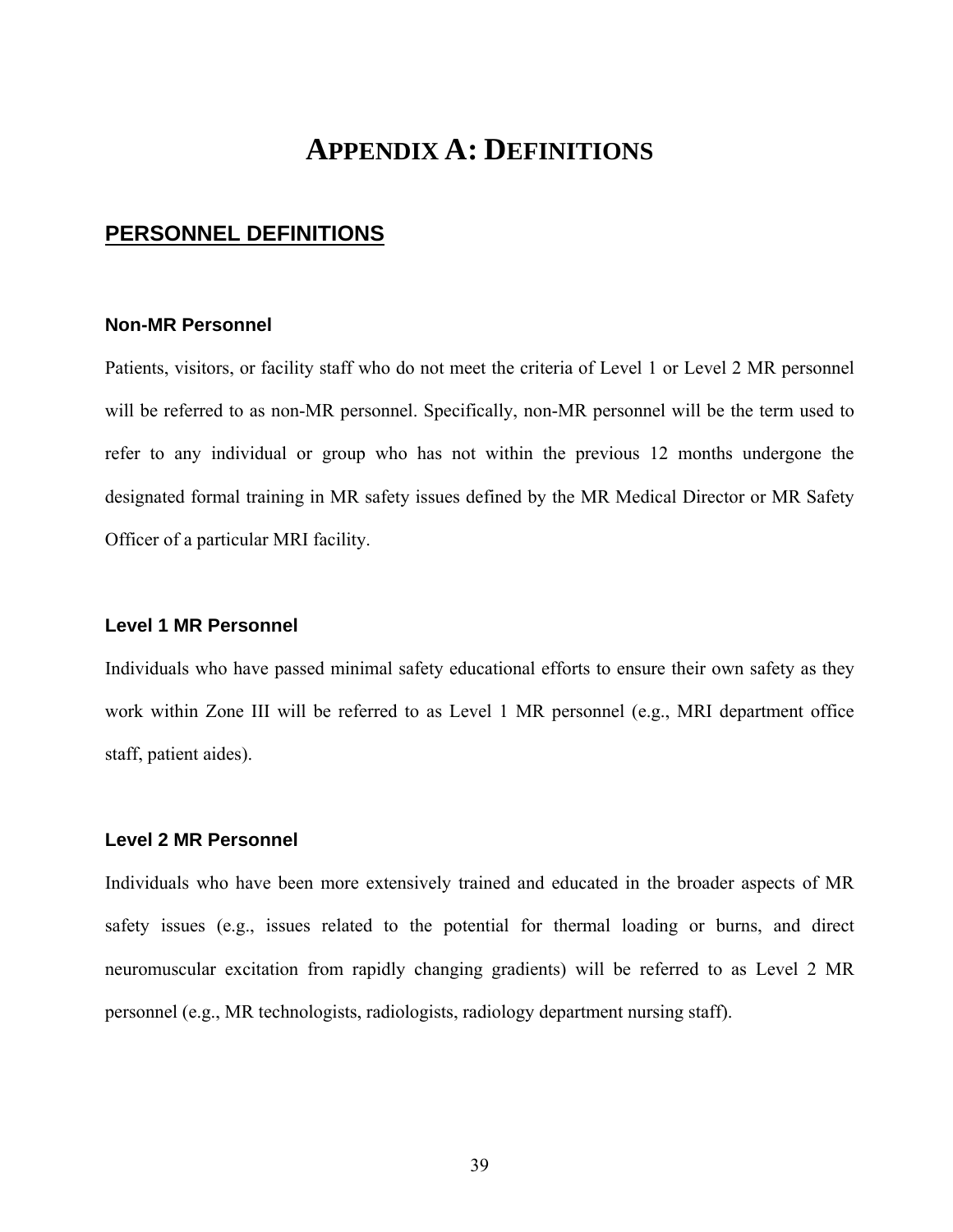# APPENDIX A: DEFINITIONS

## PERSONNEL DEFINITIONS

### Non-MR Personnel

Patients, visitors, or facility staff who do not meet the criteria of Level 1 or Level 2 MR personnel will be referred to as non-MR personnel. Specifically, non-MR personnel will be the term used to refer to any individual or group who has not within the previous 12 months undergone the designated formal training in MR safety issues defined by the MR Medical Director or MR Safety Officer of a particular MRI facility.

### Level 1 MR Personnel

Individuals who have passed minimal safety educational efforts to ensure their own safety as they work within Zone III will be referred to as Level 1 MR personnel (e.g., MRI department office staff, patient aides).

### Level 2 MR Personnel

Individuals who have been more extensively trained and educated in the broader aspects of MR safety issues (e.g., issues related to the potential for thermal loading or burns, and direct neuromuscular excitation from rapidly changing gradients) will be referred to as Level 2 MR personnel (e.g., MR technologists, radiologists, radiology department nursing staff).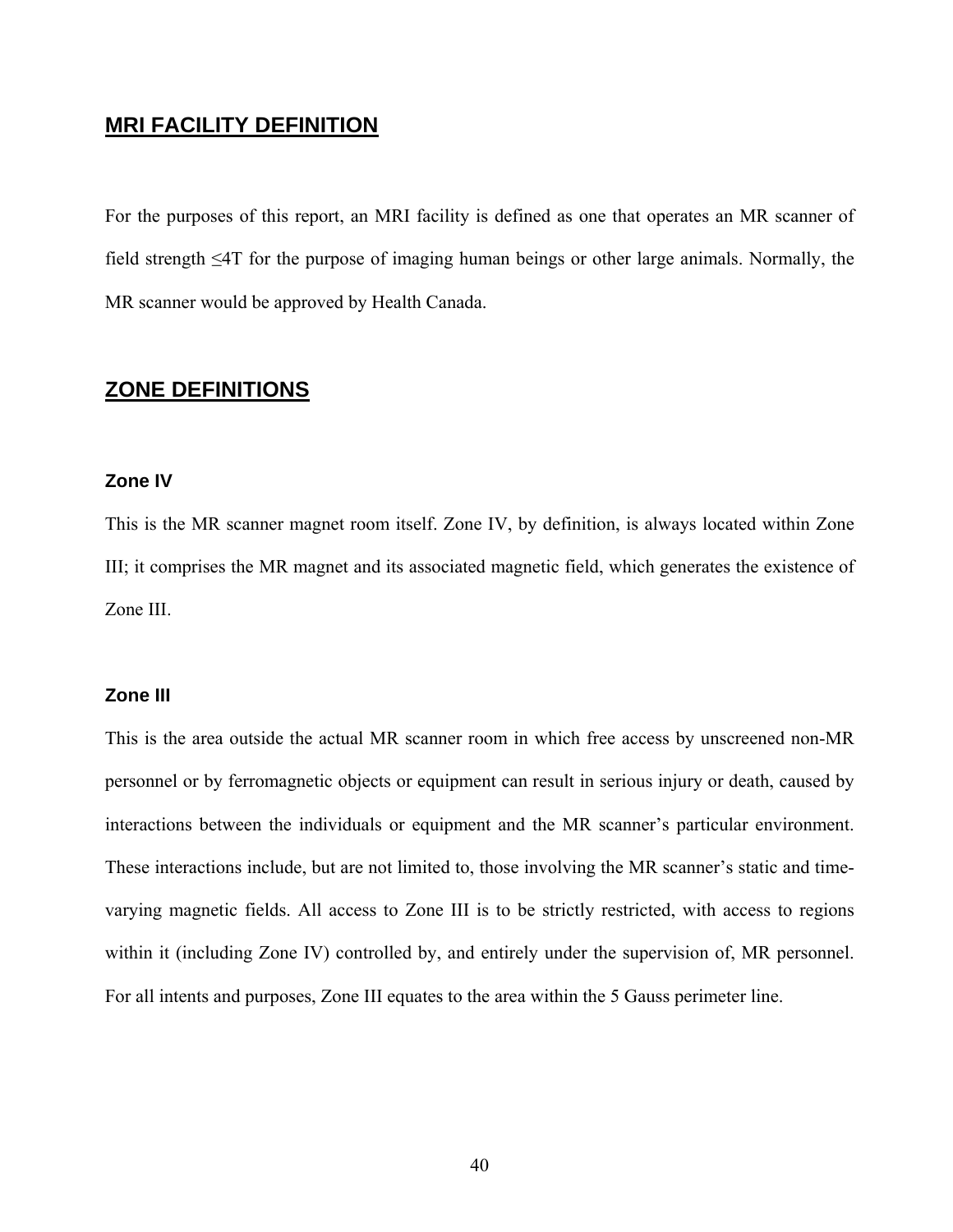## MRI FACILITY DEFINITION

For the purposes of this report, an MRI facility is defined as one that operates an MR scanner of field strength ≤4T for the purpose of imaging human beings or other large animals. Normally, the MR scanner would be approved by Health Canada.

## ZONE DEFINITIONS

### Zone IV

This is the MR scanner magnet room itself. Zone IV, by definition, is always located within Zone III; it comprises the MR magnet and its associated magnetic field, which generates the existence of Zone III.

### Zone III

This is the area outside the actual MR scanner room in which free access by unscreened non-MR personnel or by ferromagnetic objects or equipment can result in serious injury or death, caused by interactions between the individuals or equipment and the MR scanner's particular environment. These interactions include, but are not limited to, those involving the MR scanner's static and time-varying magnetic fields. All access to Zone III is to be strictly restricted, with access to regions within it (including Zone IV) controlled by, and entirely under the supervision of, MR personnel. For all intents and purposes, Zone III equates to the area within the 5 Gauss perimeter line.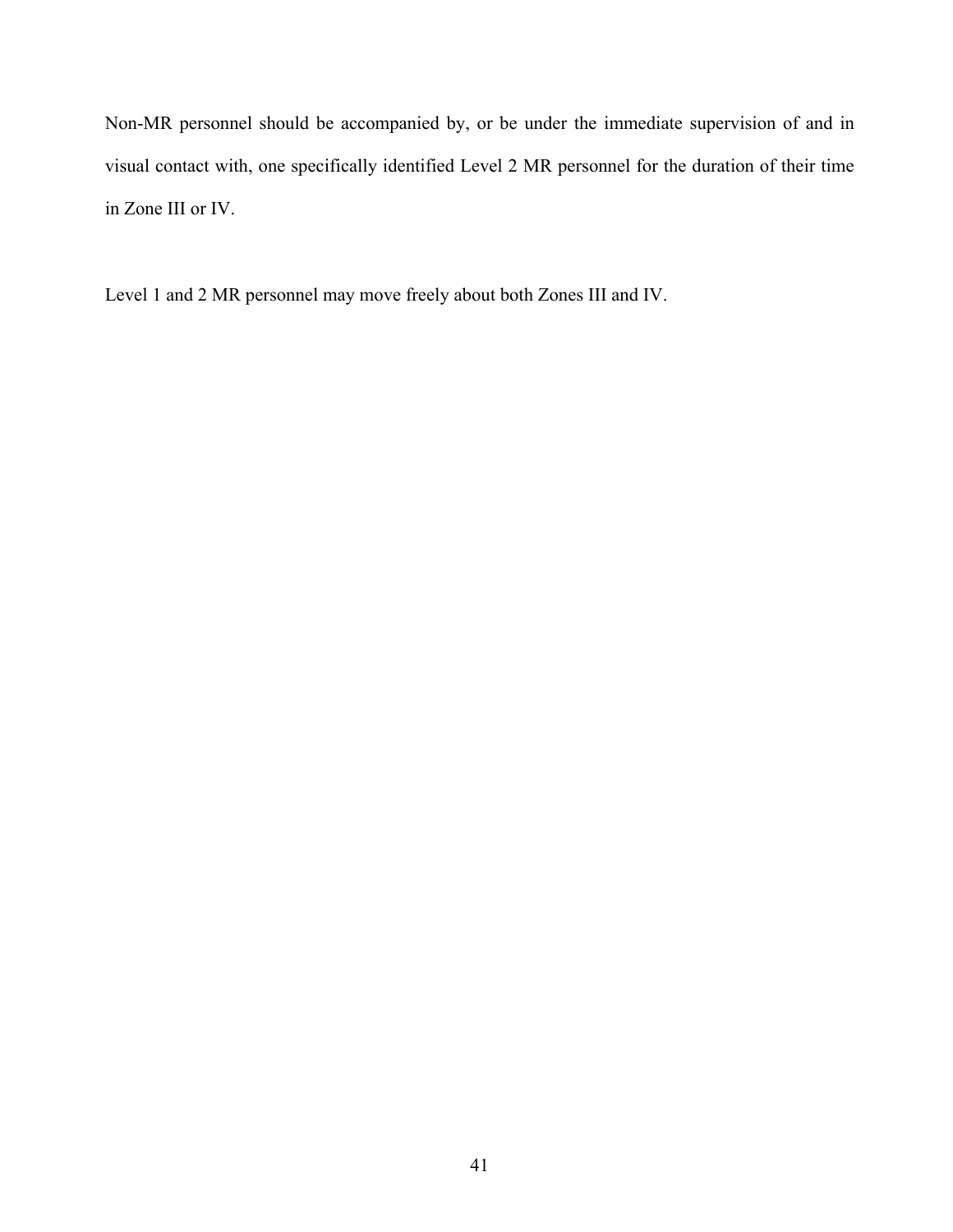Non-MR personnel should be accompanied by, or be under the immediate supervision of and in visual contact with, one specifically identified Level 2 MR personnel for the duration of their time in Zone III or IV.

Level 1 and 2 MR personnel may move freely about both Zones III and IV.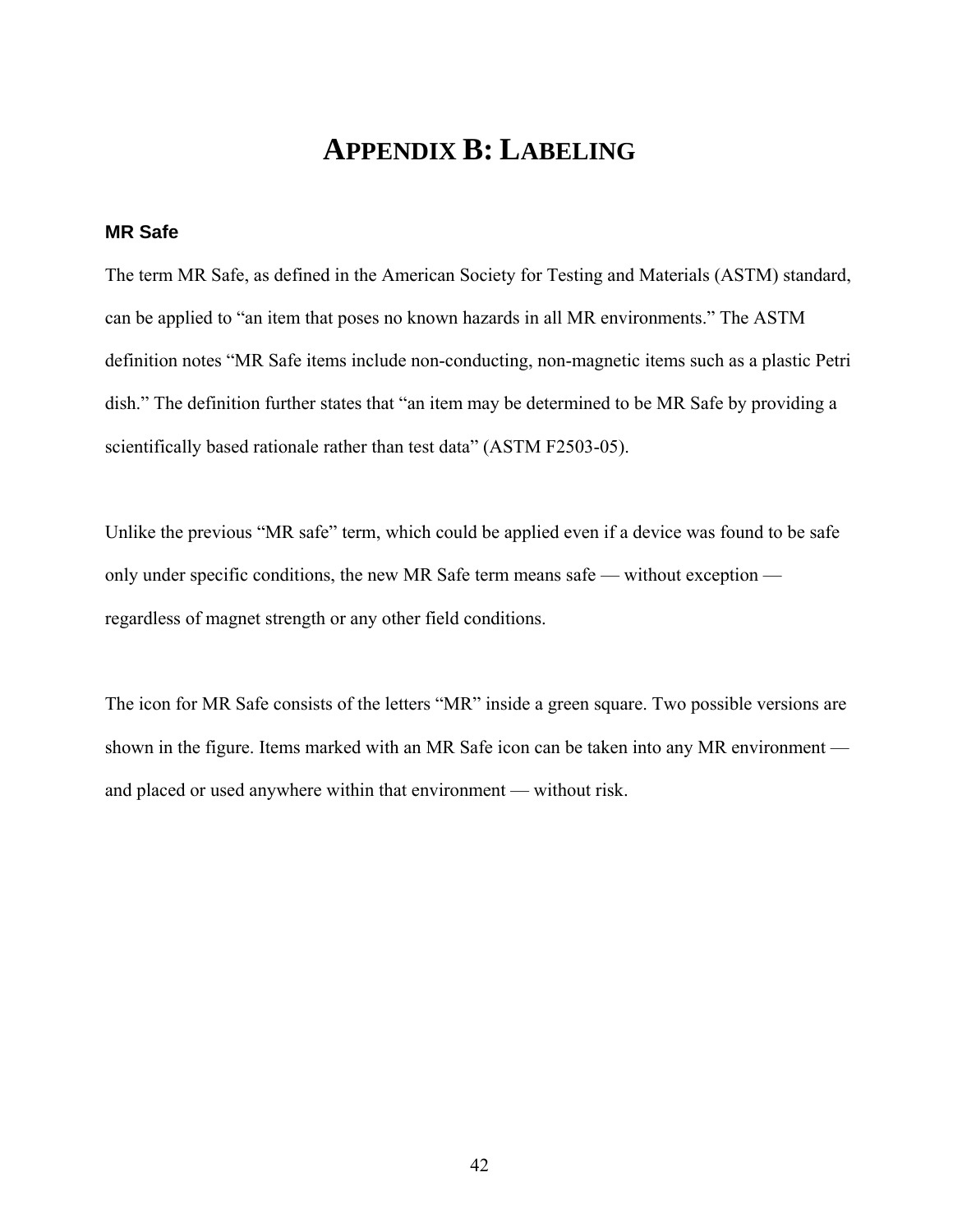# APPENDIX B: LABELING

### MR Safe

The term MR Safe, as defined in the American Society for Testing and Materials (ASTM) standard, can be applied to "an item that poses no known hazards in all MR environments." The ASTM definition notes "MR Safe items include non-conducting, non-magnetic items such as a plastic Petri dish." The definition further states that "an item may be determined to be MR Safe by providing a scientifically based rationale rather than test data" (ASTM F2503-05).

Unlike the previous "MR safe" term, which could be applied even if a device was found to be safe only under specific conditions, the new MR Safe term means safe — without exception — regardless of magnet strength or any other field conditions.

The icon for MR Safe consists of the letters "MR" inside a green square. Two possible versions are shown in the figure. Items marked with an MR Safe icon can be taken into any MR environment — and placed or used anywhere within that environment — without risk.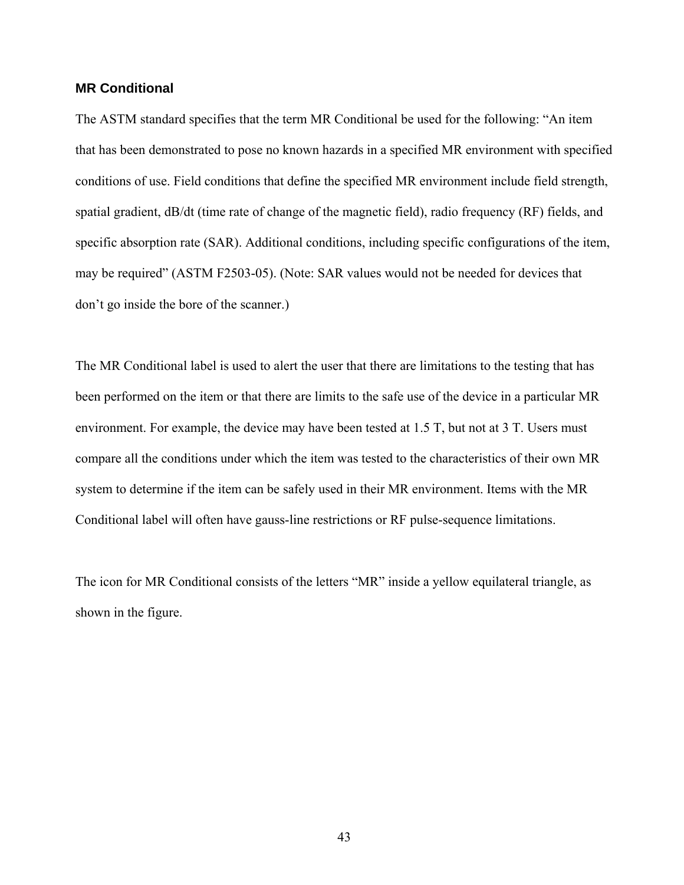## MR Conditional

The ASTM standard specifies that the term MR Conditional be used for the following: "An item that has been demonstrated to pose no known hazards in a specified MR environment with specified conditions of use. Field conditions that define the specified MR environment include field strength, spatial gradient, dB/dt (time rate of change of the magnetic field), radio frequency (RF) fields, and specific absorption rate (SAR). Additional conditions, including specific configurations of the item, may be required" (ASTM F2503-05). (Note: SAR values would not be needed for devices that don't go inside the bore of the scanner.)

The MR Conditional label is used to alert the user that there are limitations to the testing that has been performed on the item or that there are limits to the safe use of the device in a particular MR environment. For example, the device may have been tested at 1.5 T, but not at 3 T. Users must compare all the conditions under which the item was tested to the characteristics of their own MR system to determine if the item can be safely used in their MR environment. Items with the MR Conditional label will often have gauss-line restrictions or RF pulse-sequence limitations.

The icon for MR Conditional consists of the letters "MR" inside a yellow equilateral triangle, as shown in the figure.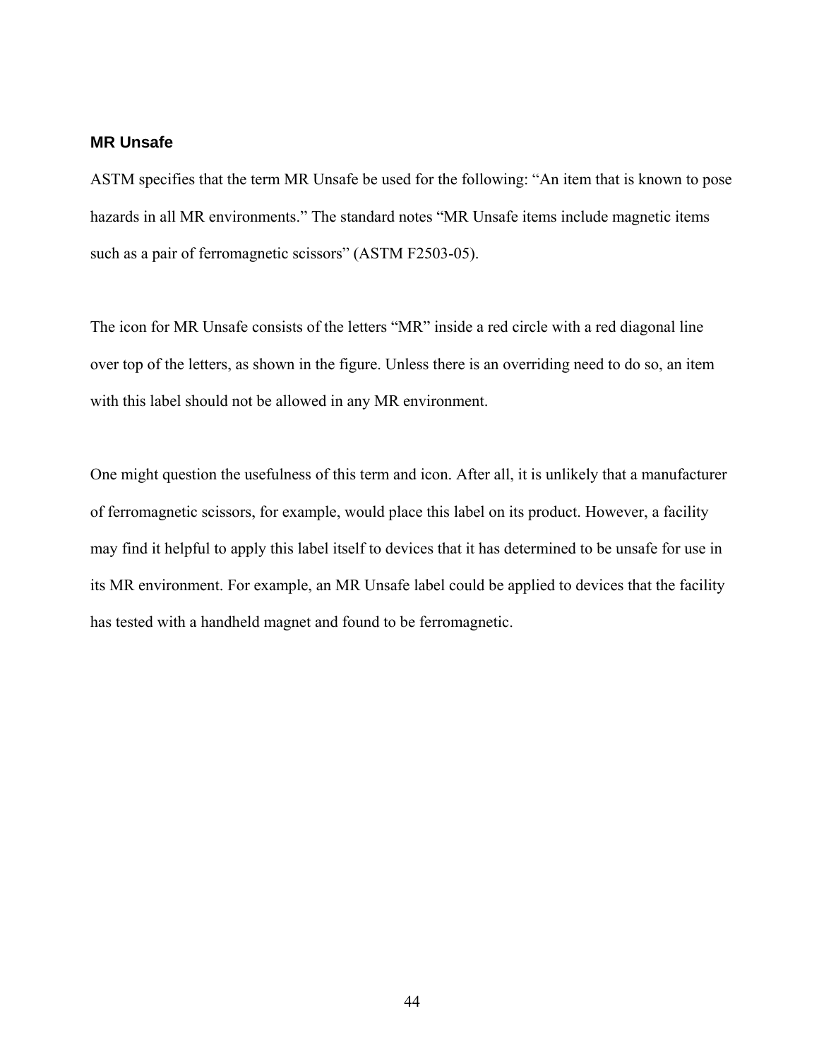### MR Unsafe

ASTM specifies that the term MR Unsafe be used for the following: “An item that is known to pose hazards in all MR environments.” The standard notes “MR Unsafe items include magnetic items such as a pair of ferromagnetic scissors” (ASTM F2503-05).

The icon for MR Unsafe consists of the letters “MR” inside a red circle with a red diagonal line over top of the letters, as shown in the figure. Unless there is an overriding need to do so, an item with this label should not be allowed in any MR environment.

One might question the usefulness of this term and icon. After all, it is unlikely that a manufacturer of ferromagnetic scissors, for example, would place this label on its product. However, a facility may find it helpful to apply this label itself to devices that it has determined to be unsafe for use in its MR environment. For example, an MR Unsafe label could be applied to devices that the facility has tested with a handheld magnet and found to be ferromagnetic.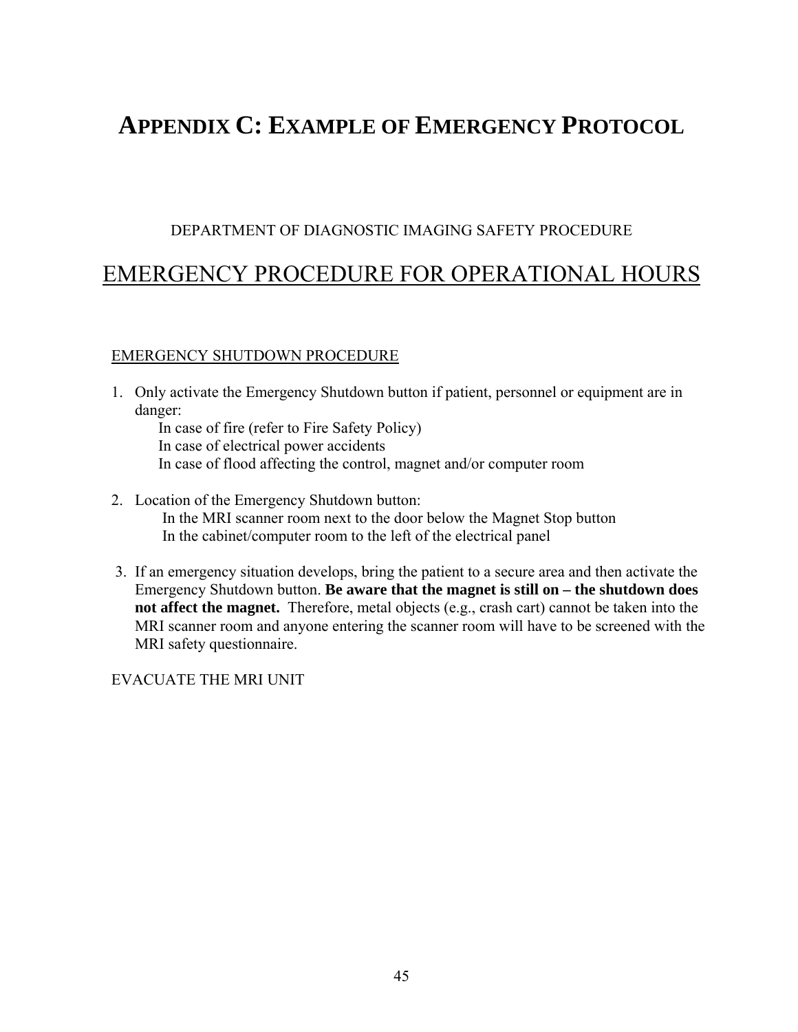# APPENDIX C: EXAMPLE OF EMERGENCY PROTOCOL

DEPARTMENT OF DIAGNOSTIC IMAGING SAFETY PROCEDURE

## EMERGENCY PROCEDURE FOR OPERATIONAL HOURS

### EMERGENCY SHUTDOWN PROCEDURE

1. Only activate the Emergency Shutdown button if patient, personnel or equipment are in danger:
   - In case of fire (refer to Fire Safety Policy)
   - In case of electrical power accidents
   - In case of flood affecting the control, magnet and/or computer room

2. Location of the Emergency Shutdown button:
   - In the MRI scanner room next to the door below the Magnet Stop button
   - In the cabinet/computer room to the left of the electrical panel

3. If an emergency situation develops, bring the patient to a secure area and then activate the Emergency Shutdown button. **Be aware that the magnet is still on – the shutdown does not affect the magnet.** Therefore, metal objects (e.g., crash cart) cannot be taken into the MRI scanner room and anyone entering the scanner room will have to be screened with the MRI safety questionnaire.

EVACUATE THE MRI UNIT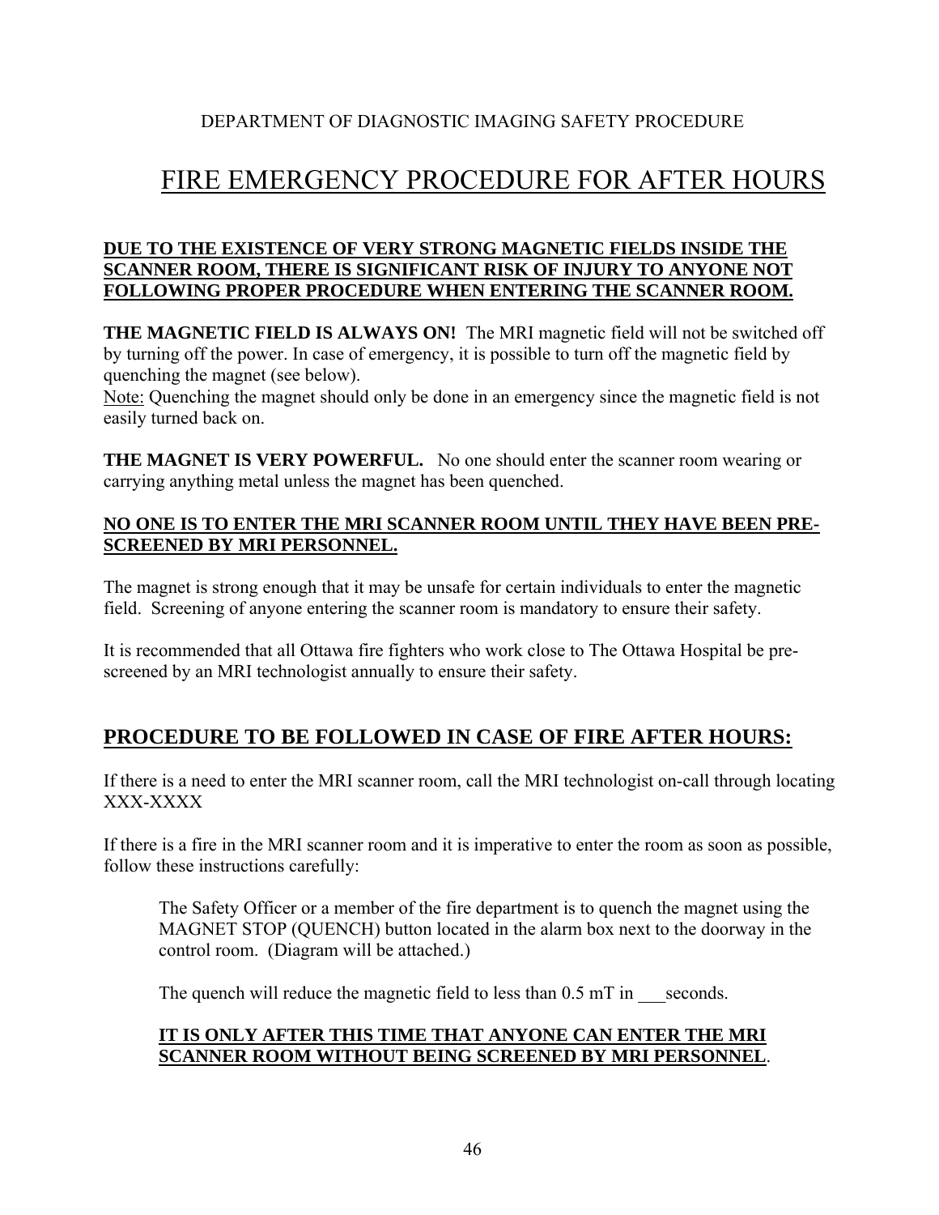DEPARTMENT OF DIAGNOSTIC IMAGING SAFETY PROCEDURE

# FIRE EMERGENCY PROCEDURE FOR AFTER HOURS

**DUE TO THE EXISTENCE OF VERY STRONG MAGNETIC FIELDS INSIDE THE SCANNER ROOM, THERE IS SIGNIFICANT RISK OF INJURY TO ANYONE NOT FOLLOWING PROPER PROCEDURE WHEN ENTERING THE SCANNER ROOM.**

**THE MAGNETIC FIELD IS ALWAYS ON!** The MRI magnetic field will not be switched off by turning off the power. In case of emergency, it is possible to turn off the magnetic field by quenching the magnet (see below).
Note: Quenching the magnet should only be done in an emergency since the magnetic field is not easily turned back on.

**THE MAGNET IS VERY POWERFUL.** No one should enter the scanner room wearing or carrying anything metal unless the magnet has been quenched.

**NO ONE IS TO ENTER THE MRI SCANNER ROOM UNTIL THEY HAVE BEEN PRE-SCREENED BY MRI PERSONNEL.**

The magnet is strong enough that it may be unsafe for certain individuals to enter the magnetic field. Screening of anyone entering the scanner room is mandatory to ensure their safety.

It is recommended that all Ottawa fire fighters who work close to The Ottawa Hospital be pre-screened by an MRI technologist annually to ensure their safety.

## PROCEDURE TO BE FOLLOWED IN CASE OF FIRE AFTER HOURS:

If there is a need to enter the MRI scanner room, call the MRI technologist on-call through locating XXX-XXXX

If there is a fire in the MRI scanner room and it is imperative to enter the room as soon as possible, follow these instructions carefully:

> The Safety Officer or a member of the fire department is to quench the magnet using the MAGNET STOP (QUENCH) button located in the alarm box next to the doorway in the control room. (Diagram will be attached.)
>
> The quench will reduce the magnetic field to less than 0.5 mT in ___seconds.
>
> **IT IS ONLY AFTER THIS TIME THAT ANYONE CAN ENTER THE MRI SCANNER ROOM WITHOUT BEING SCREENED BY MRI PERSONNEL.**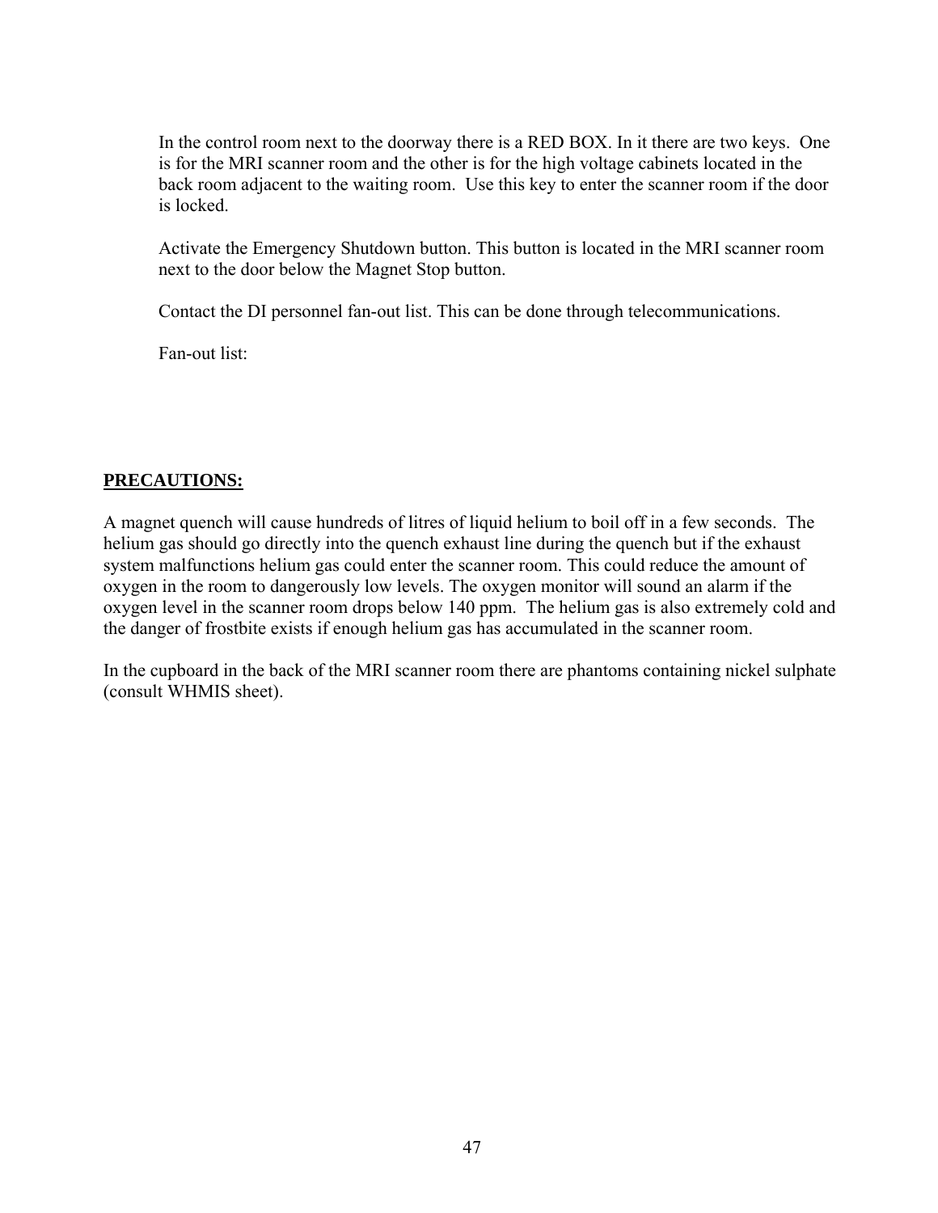In the control room next to the doorway there is a RED BOX. In it there are two keys. One is for the MRI scanner room and the other is for the high voltage cabinets located in the back room adjacent to the waiting room. Use this key to enter the scanner room if the door is locked.

Activate the Emergency Shutdown button. This button is located in the MRI scanner room next to the door below the Magnet Stop button.

Contact the DI personnel fan-out list. This can be done through telecommunications.

Fan-out list:

**PRECAUTIONS:**

A magnet quench will cause hundreds of litres of liquid helium to boil off in a few seconds. The helium gas should go directly into the quench exhaust line during the quench but if the exhaust system malfunctions helium gas could enter the scanner room. This could reduce the amount of oxygen in the room to dangerously low levels. The oxygen monitor will sound an alarm if the oxygen level in the scanner room drops below 140 ppm. The helium gas is also extremely cold and the danger of frostbite exists if enough helium gas has accumulated in the scanner room.

In the cupboard in the back of the MRI scanner room there are phantoms containing nickel sulphate (consult WHMIS sheet).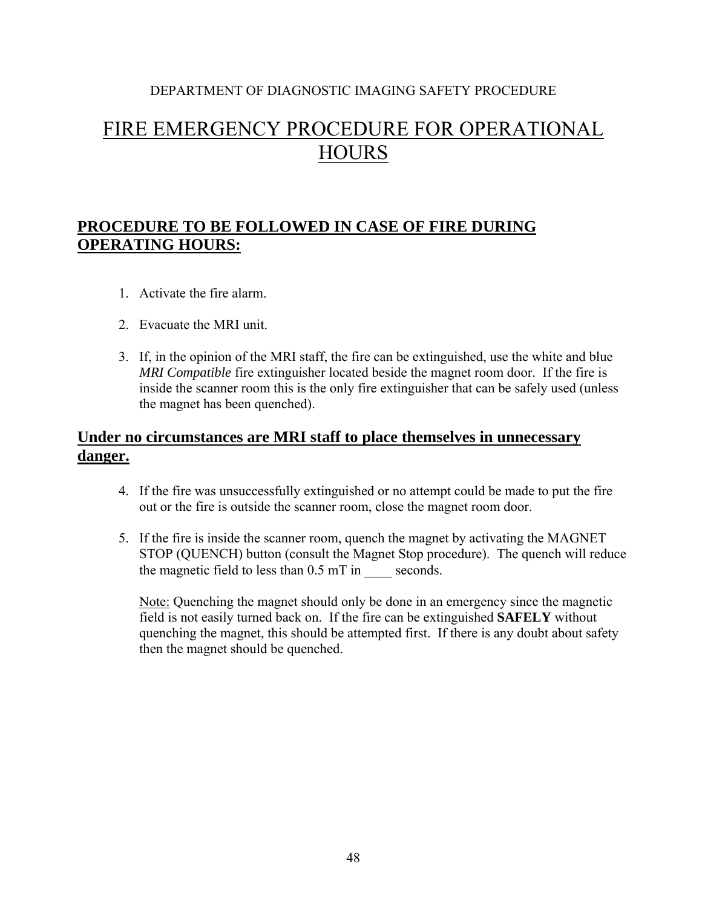DEPARTMENT OF DIAGNOSTIC IMAGING SAFETY PROCEDURE

# FIRE EMERGENCY PROCEDURE FOR OPERATIONAL HOURS

## PROCEDURE TO BE FOLLOWED IN CASE OF FIRE DURING OPERATING HOURS:

1. Activate the fire alarm.

2. Evacuate the MRI unit.

3. If, in the opinion of the MRI staff, the fire can be extinguished, use the white and blue *MRI Compatible* fire extinguisher located beside the magnet room door. If the fire is inside the scanner room this is the only fire extinguisher that can be safely used (unless the magnet has been quenched).

## Under no circumstances are MRI staff to place themselves in unnecessary danger.

4. If the fire was unsuccessfully extinguished or no attempt could be made to put the fire out or the fire is outside the scanner room, close the magnet room door.

5. If the fire is inside the scanner room, quench the magnet by activating the MAGNET STOP (QUENCH) button (consult the Magnet Stop procedure). The quench will reduce the magnetic field to less than 0.5 mT in ____ seconds.

   Note: Quenching the magnet should only be done in an emergency since the magnetic field is not easily turned back on. If the fire can be extinguished **SAFELY** without quenching the magnet, this should be attempted first. If there is any doubt about safety then the magnet should be quenched.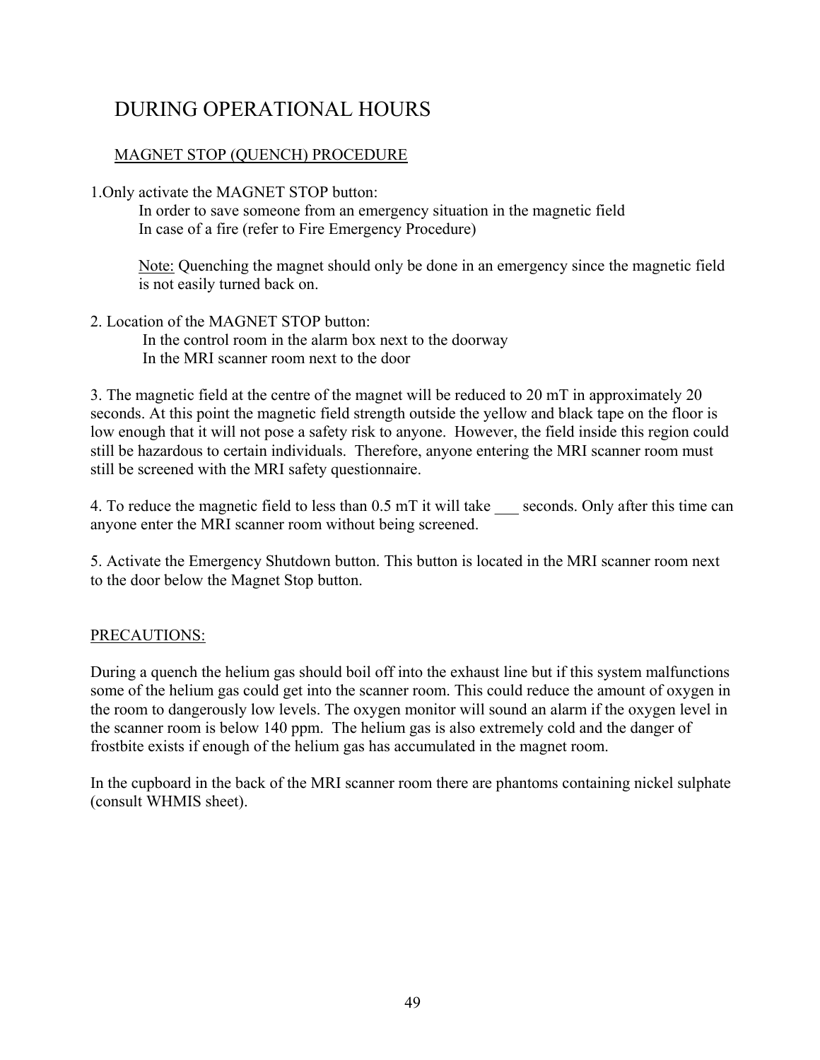# DURING OPERATIONAL HOURS

## MAGNET STOP (QUENCH) PROCEDURE

1.Only activate the MAGNET STOP button:

In order to save someone from an emergency situation in the magnetic field
In case of a fire (refer to Fire Emergency Procedure)

Note: Quenching the magnet should only be done in an emergency since the magnetic field is not easily turned back on.

2. Location of the MAGNET STOP button:

In the control room in the alarm box next to the doorway
In the MRI scanner room next to the door

3. The magnetic field at the centre of the magnet will be reduced to 20 mT in approximately 20 seconds. At this point the magnetic field strength outside the yellow and black tape on the floor is low enough that it will not pose a safety risk to anyone. However, the field inside this region could still be hazardous to certain individuals. Therefore, anyone entering the MRI scanner room must still be screened with the MRI safety questionnaire.

4. To reduce the magnetic field to less than 0.5 mT it will take ___ seconds. Only after this time can anyone enter the MRI scanner room without being screened.

5. Activate the Emergency Shutdown button. This button is located in the MRI scanner room next to the door below the Magnet Stop button.

PRECAUTIONS:

During a quench the helium gas should boil off into the exhaust line but if this system malfunctions some of the helium gas could get into the scanner room. This could reduce the amount of oxygen in the room to dangerously low levels. The oxygen monitor will sound an alarm if the oxygen level in the scanner room is below 140 ppm. The helium gas is also extremely cold and the danger of frostbite exists if enough of the helium gas has accumulated in the magnet room.

In the cupboard in the back of the MRI scanner room there are phantoms containing nickel sulphate (consult WHMIS sheet).